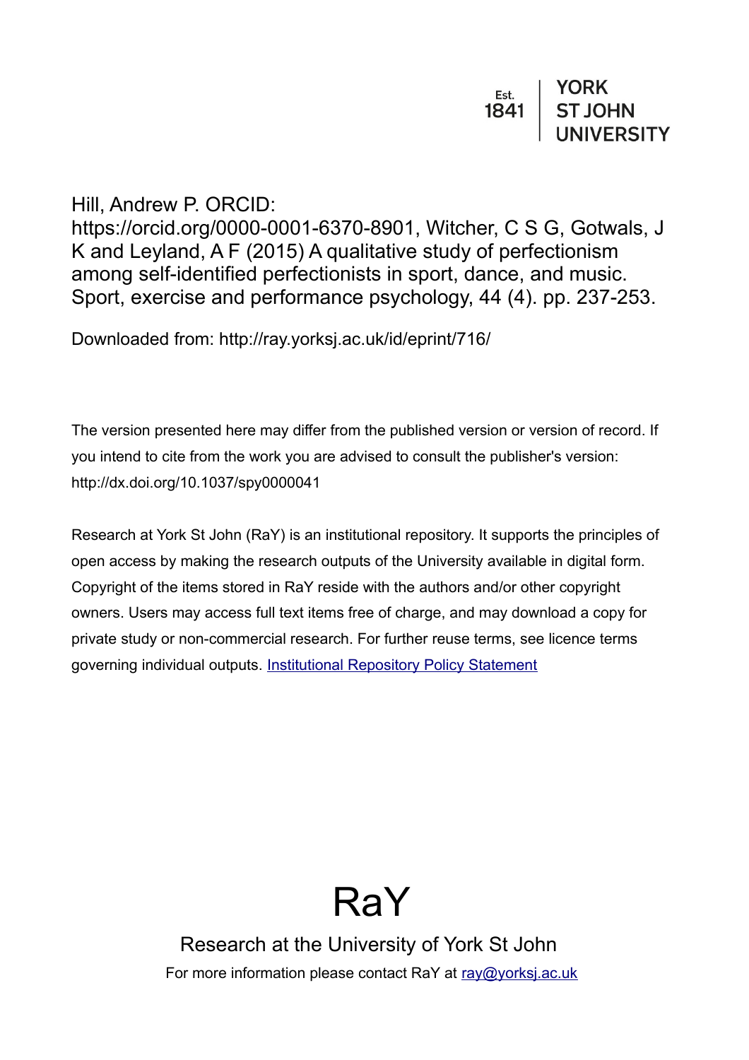Est. 1841 | YORK ST JOHN UNIVERSITY

Hill, Andrew P. ORCID: https://orcid.org/0000-0001-6370-8901, Witcher, C S G, Gotwals, J K and Leyland, A F (2015) A qualitative study of perfectionism among self-identified perfectionists in sport, dance, and music. Sport, exercise and performance psychology, 44 (4). pp. 237-253.

Downloaded from: http://ray.yorksj.ac.uk/id/eprint/716/

The version presented here may differ from the published version or version of record. If you intend to cite from the work you are advised to consult the publisher's version: http://dx.doi.org/10.1037/spy0000041

Research at York St John (RaY) is an institutional repository. It supports the principles of open access by making the research outputs of the University available in digital form. Copyright of the items stored in RaY reside with the authors and/or other copyright owners. Users may access full text items free of charge, and may download a copy for private study or non-commercial research. For further reuse terms, see licence terms governing individual outputs. [Institutional Repository Policy Statement](Institutional Repository Policy Statement)

# RaY

Research at the University of York St John

For more information please contact RaY at [ray@yorksj.ac.uk](mailto:ray@yorksj.ac.uk)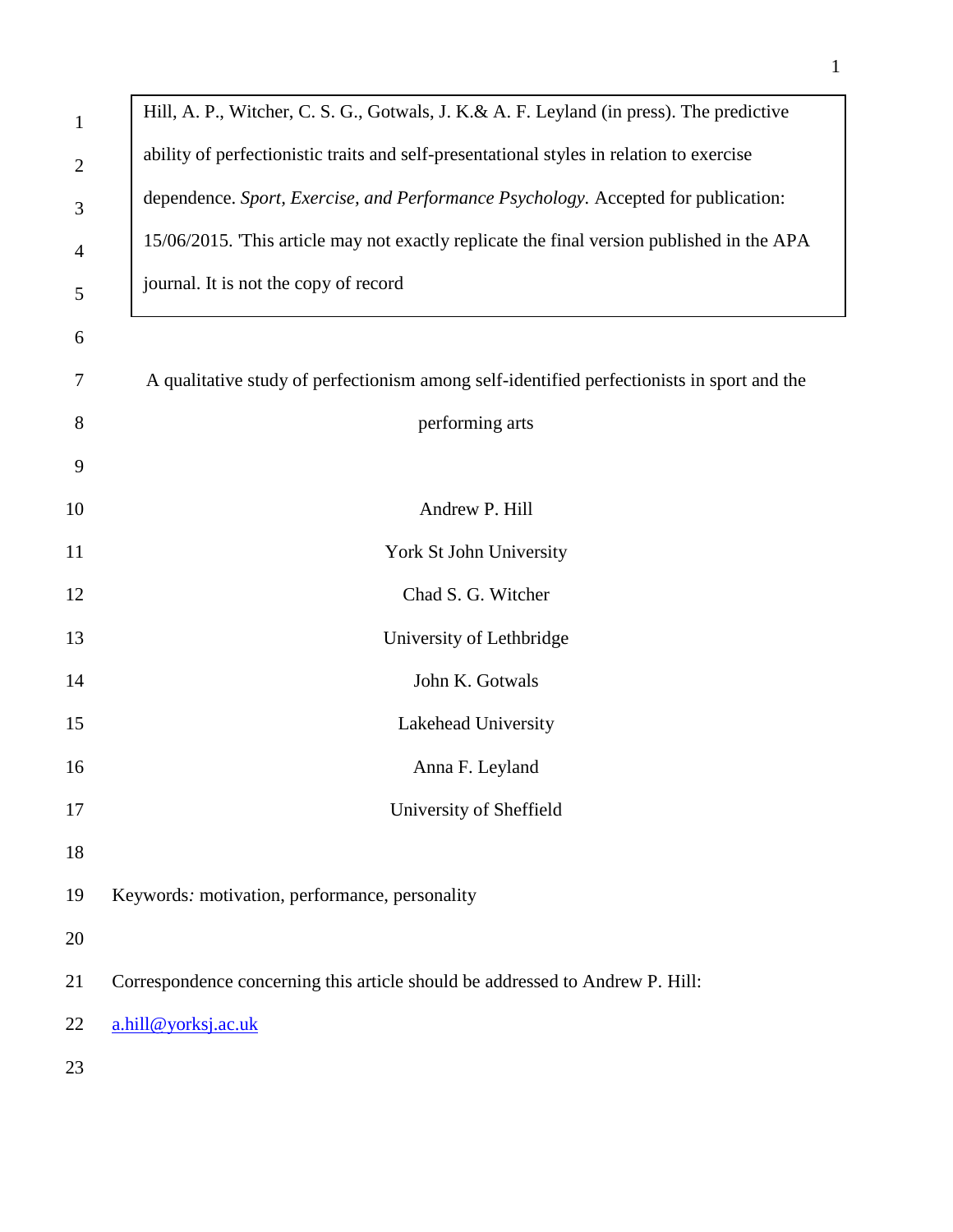Hill, A. P., Witcher, C. S. G., Gotwals, J. K.& A. F. Leyland (in press). The predictive ability of perfectionistic traits and self-presentational styles in relation to exercise dependence. *Sport, Exercise, and Performance Psychology.* Accepted for publication: 15/06/2015. 'This article may not exactly replicate the final version published in the APA journal. It is not the copy of record

# A qualitative study of perfectionism among self-identified perfectionists in sport and the performing arts

Andrew P. Hill

York St John University

Chad S. G. Witcher

University of Lethbridge

John K. Gotwals

Lakehead University

Anna F. Leyland

University of Sheffield

Keywords*:* motivation, performance, personality

Correspondence concerning this article should be addressed to Andrew P. Hill: a.hill@yorksj.ac.uk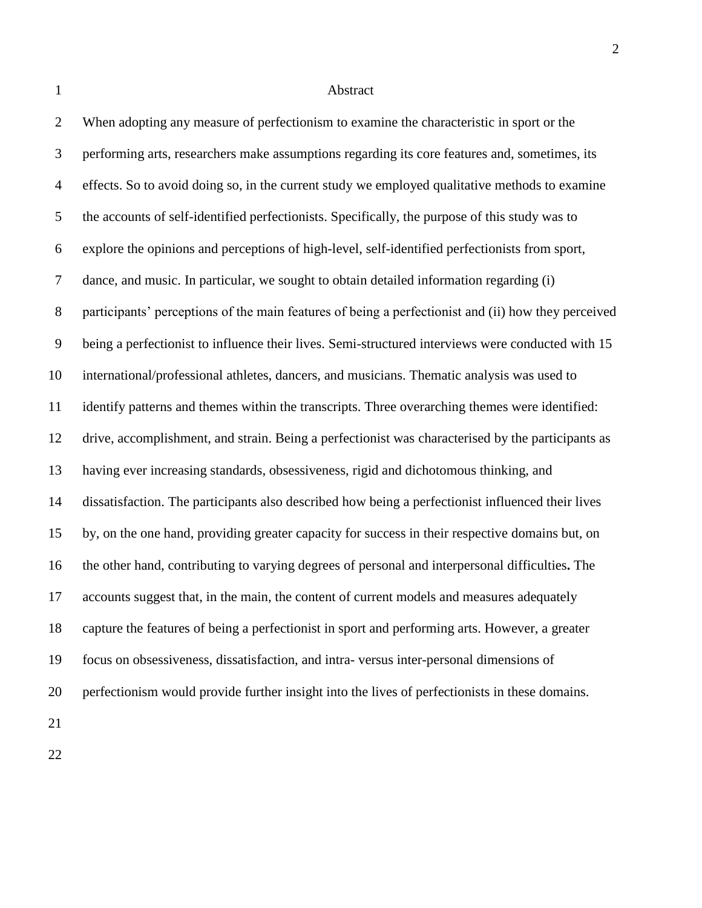# Abstract

When adopting any measure of perfectionism to examine the characteristic in sport or the performing arts, researchers make assumptions regarding its core features and, sometimes, its effects. So to avoid doing so, in the current study we employed qualitative methods to examine the accounts of self-identified perfectionists. Specifically, the purpose of this study was to explore the opinions and perceptions of high-level, self-identified perfectionists from sport, dance, and music. In particular, we sought to obtain detailed information regarding (i) participants' perceptions of the main features of being a perfectionist and (ii) how they perceived being a perfectionist to influence their lives. Semi-structured interviews were conducted with 15 international/professional athletes, dancers, and musicians. Thematic analysis was used to identify patterns and themes within the transcripts. Three overarching themes were identified: drive, accomplishment, and strain. Being a perfectionist was characterised by the participants as having ever increasing standards, obsessiveness, rigid and dichotomous thinking, and dissatisfaction. The participants also described how being a perfectionist influenced their lives by, on the one hand, providing greater capacity for success in their respective domains but, on the other hand, contributing to varying degrees of personal and interpersonal difficulties**.** The accounts suggest that, in the main, the content of current models and measures adequately capture the features of being a perfectionist in sport and performing arts. However, a greater focus on obsessiveness, dissatisfaction, and intra- versus inter-personal dimensions of perfectionism would provide further insight into the lives of perfectionists in these domains.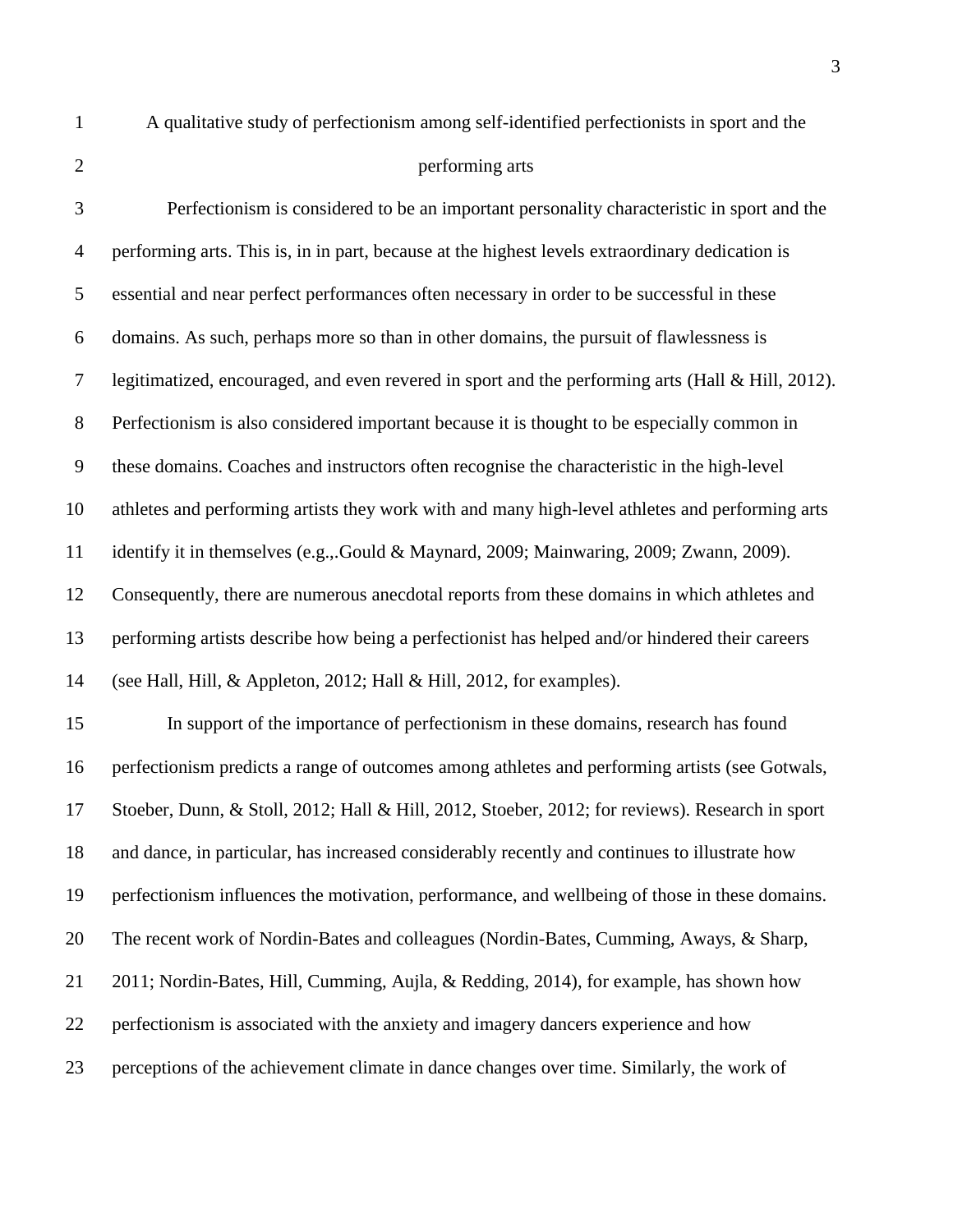# A qualitative study of perfectionism among self-identified perfectionists in sport and the performing arts

Perfectionism is considered to be an important personality characteristic in sport and the performing arts. This is, in in part, because at the highest levels extraordinary dedication is essential and near perfect performances often necessary in order to be successful in these domains. As such, perhaps more so than in other domains, the pursuit of flawlessness is legitimatized, encouraged, and even revered in sport and the performing arts (Hall & Hill, 2012). Perfectionism is also considered important because it is thought to be especially common in these domains. Coaches and instructors often recognise the characteristic in the high-level athletes and performing artists they work with and many high-level athletes and performing arts identify it in themselves (e.g.,.Gould & Maynard, 2009; Mainwaring, 2009; Zwann, 2009). Consequently, there are numerous anecdotal reports from these domains in which athletes and performing artists describe how being a perfectionist has helped and/or hindered their careers (see Hall, Hill, & Appleton, 2012; Hall & Hill, 2012, for examples).

In support of the importance of perfectionism in these domains, research has found perfectionism predicts a range of outcomes among athletes and performing artists (see Gotwals, Stoeber, Dunn, & Stoll, 2012; Hall & Hill, 2012, Stoeber, 2012; for reviews). Research in sport and dance, in particular, has increased considerably recently and continues to illustrate how perfectionism influences the motivation, performance, and wellbeing of those in these domains. The recent work of Nordin-Bates and colleagues (Nordin-Bates, Cumming, Aways, & Sharp, 2011; Nordin-Bates, Hill, Cumming, Aujla, & Redding, 2014), for example, has shown how perfectionism is associated with the anxiety and imagery dancers experience and how perceptions of the achievement climate in dance changes over time. Similarly, the work of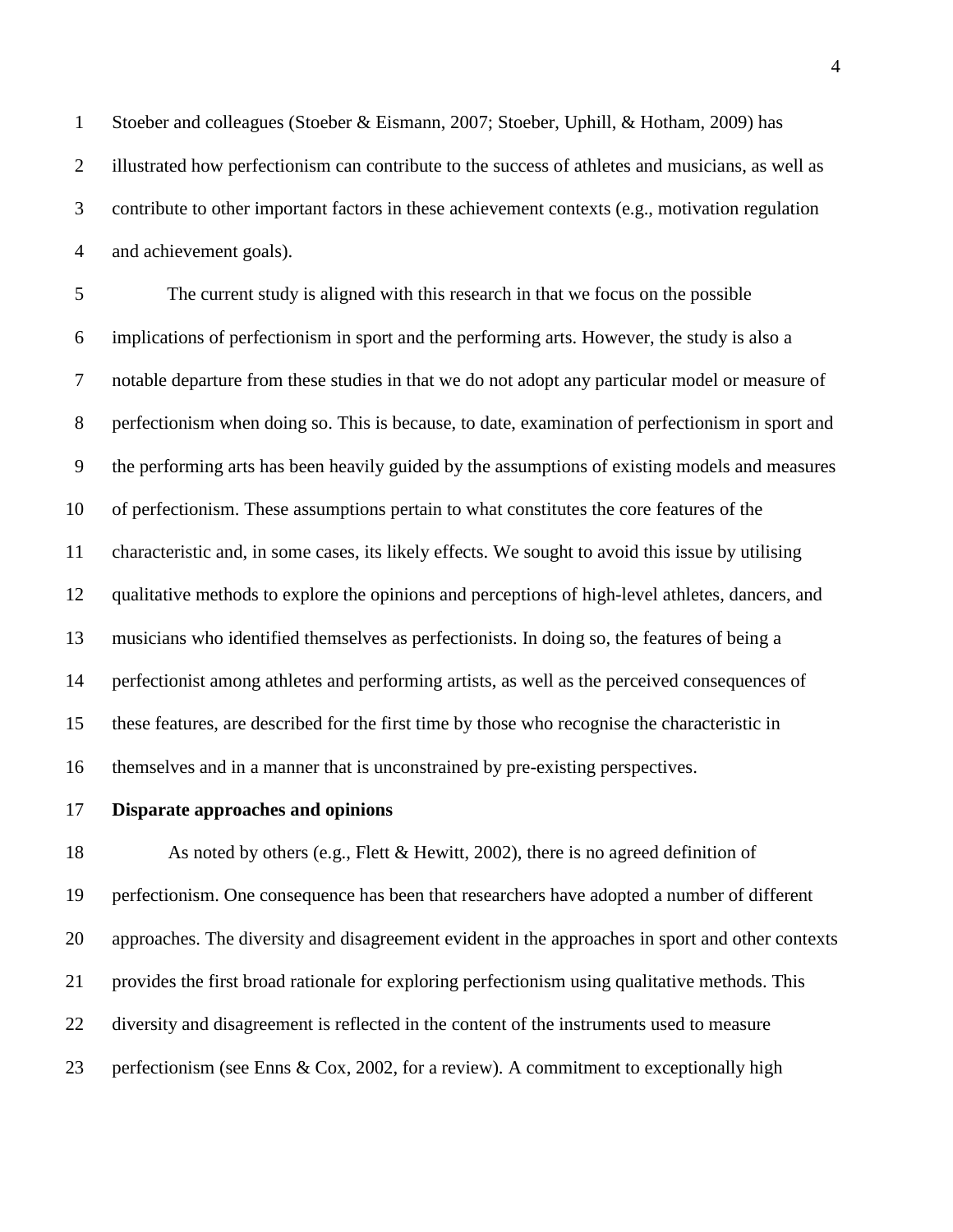Stoeber and colleagues (Stoeber & Eismann, 2007; Stoeber, Uphill, & Hotham, 2009) has illustrated how perfectionism can contribute to the success of athletes and musicians, as well as contribute to other important factors in these achievement contexts (e.g., motivation regulation and achievement goals).

The current study is aligned with this research in that we focus on the possible implications of perfectionism in sport and the performing arts. However, the study is also a notable departure from these studies in that we do not adopt any particular model or measure of perfectionism when doing so. This is because, to date, examination of perfectionism in sport and the performing arts has been heavily guided by the assumptions of existing models and measures of perfectionism. These assumptions pertain to what constitutes the core features of the characteristic and, in some cases, its likely effects. We sought to avoid this issue by utilising qualitative methods to explore the opinions and perceptions of high-level athletes, dancers, and musicians who identified themselves as perfectionists. In doing so, the features of being a perfectionist among athletes and performing artists, as well as the perceived consequences of these features, are described for the first time by those who recognise the characteristic in themselves and in a manner that is unconstrained by pre-existing perspectives.

**Disparate approaches and opinions**

As noted by others (e.g., Flett & Hewitt, 2002), there is no agreed definition of perfectionism. One consequence has been that researchers have adopted a number of different approaches. The diversity and disagreement evident in the approaches in sport and other contexts provides the first broad rationale for exploring perfectionism using qualitative methods. This diversity and disagreement is reflected in the content of the instruments used to measure perfectionism (see Enns & Cox, 2002, for a review). A commitment to exceptionally high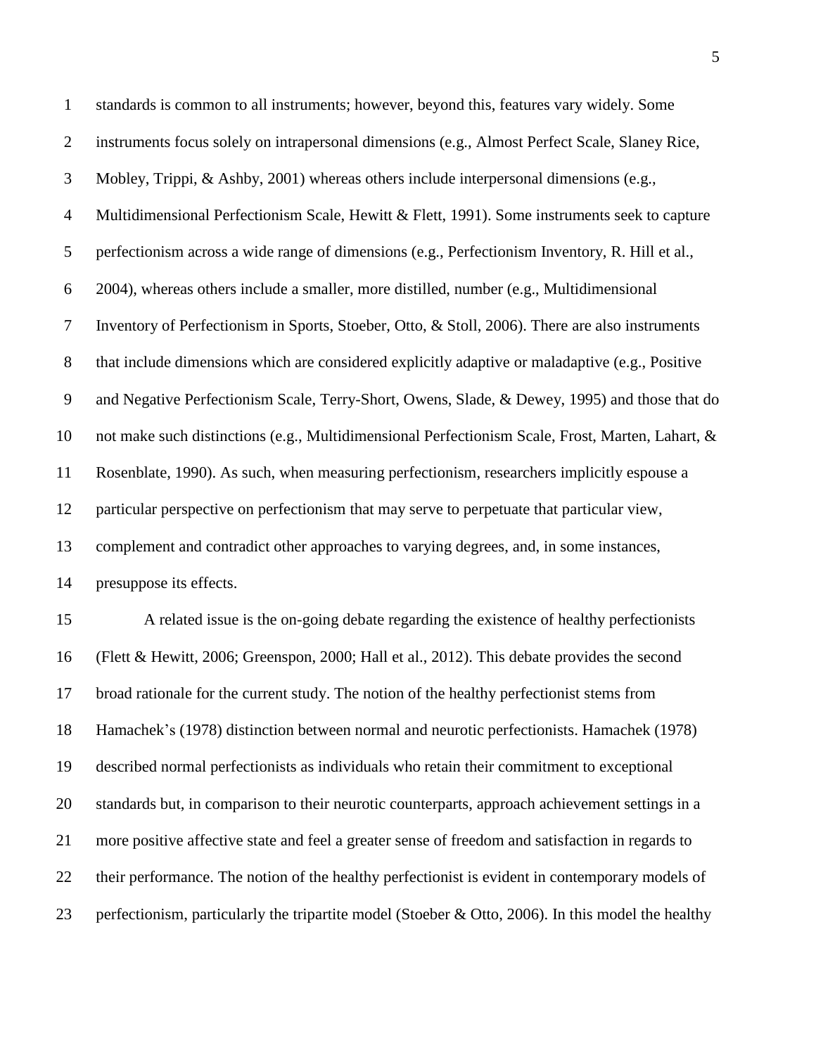standards is common to all instruments; however, beyond this, features vary widely. Some instruments focus solely on intrapersonal dimensions (e.g., Almost Perfect Scale, Slaney Rice, Mobley, Trippi, & Ashby, 2001) whereas others include interpersonal dimensions (e.g., Multidimensional Perfectionism Scale, Hewitt & Flett, 1991). Some instruments seek to capture perfectionism across a wide range of dimensions (e.g., Perfectionism Inventory, R. Hill et al., 2004), whereas others include a smaller, more distilled, number (e.g., Multidimensional Inventory of Perfectionism in Sports, Stoeber, Otto, & Stoll, 2006). There are also instruments that include dimensions which are considered explicitly adaptive or maladaptive (e.g., Positive and Negative Perfectionism Scale, Terry-Short, Owens, Slade, & Dewey, 1995) and those that do not make such distinctions (e.g., Multidimensional Perfectionism Scale, Frost, Marten, Lahart, & Rosenblate, 1990). As such, when measuring perfectionism, researchers implicitly espouse a particular perspective on perfectionism that may serve to perpetuate that particular view, complement and contradict other approaches to varying degrees, and, in some instances, presuppose its effects.

A related issue is the on-going debate regarding the existence of healthy perfectionists (Flett & Hewitt, 2006; Greenspon, 2000; Hall et al., 2012). This debate provides the second broad rationale for the current study. The notion of the healthy perfectionist stems from Hamachek's (1978) distinction between normal and neurotic perfectionists. Hamachek (1978) described normal perfectionists as individuals who retain their commitment to exceptional standards but, in comparison to their neurotic counterparts, approach achievement settings in a more positive affective state and feel a greater sense of freedom and satisfaction in regards to their performance. The notion of the healthy perfectionist is evident in contemporary models of perfectionism, particularly the tripartite model (Stoeber & Otto, 2006). In this model the healthy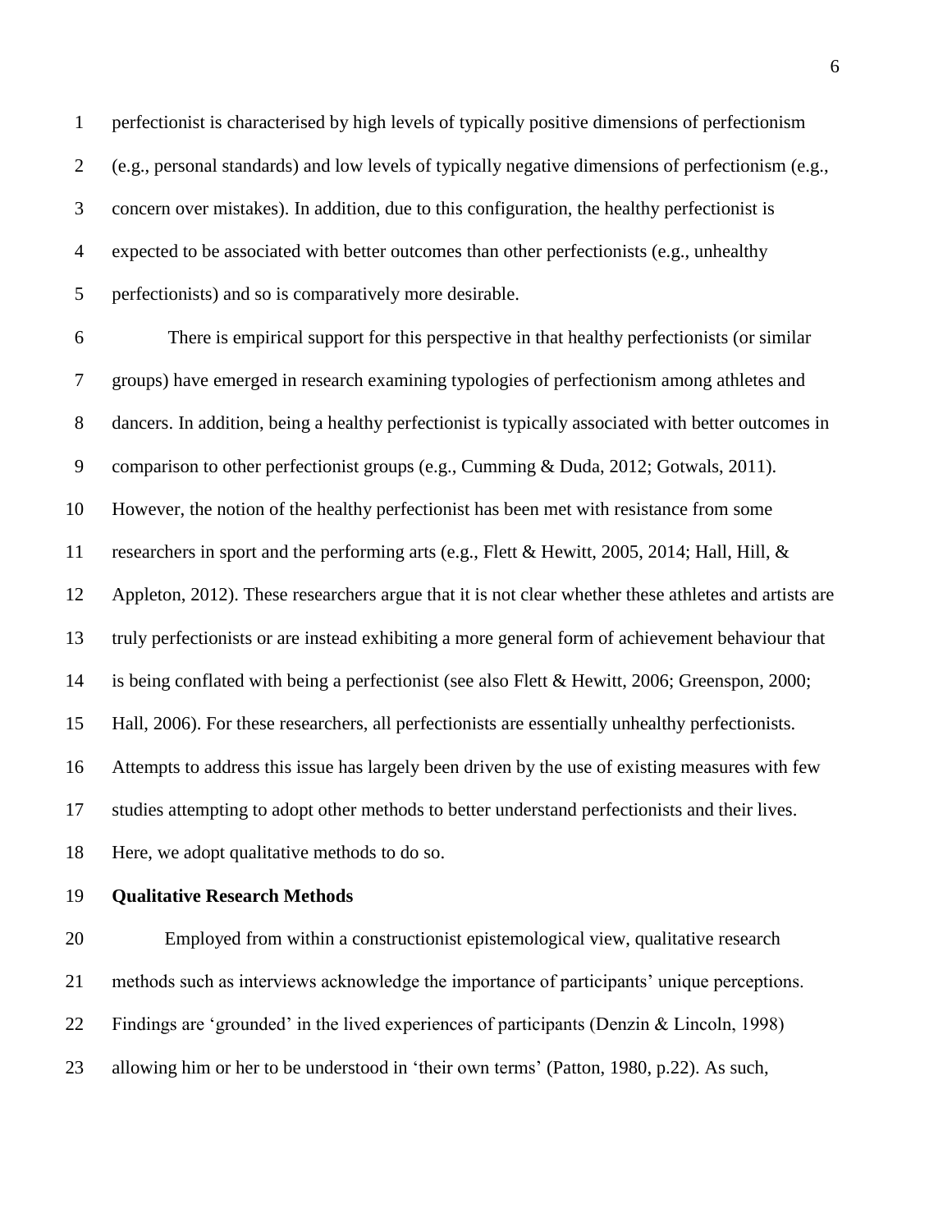perfectionist is characterised by high levels of typically positive dimensions of perfectionism (e.g., personal standards) and low levels of typically negative dimensions of perfectionism (e.g., concern over mistakes). In addition, due to this configuration, the healthy perfectionist is expected to be associated with better outcomes than other perfectionists (e.g., unhealthy perfectionists) and so is comparatively more desirable.

There is empirical support for this perspective in that healthy perfectionists (or similar groups) have emerged in research examining typologies of perfectionism among athletes and dancers. In addition, being a healthy perfectionist is typically associated with better outcomes in comparison to other perfectionist groups (e.g., Cumming & Duda, 2012; Gotwals, 2011). However, the notion of the healthy perfectionist has been met with resistance from some researchers in sport and the performing arts (e.g., Flett & Hewitt, 2005, 2014; Hall, Hill, & Appleton, 2012). These researchers argue that it is not clear whether these athletes and artists are truly perfectionists or are instead exhibiting a more general form of achievement behaviour that is being conflated with being a perfectionist (see also Flett & Hewitt, 2006; Greenspon, 2000; Hall, 2006). For these researchers, all perfectionists are essentially unhealthy perfectionists. Attempts to address this issue has largely been driven by the use of existing measures with few studies attempting to adopt other methods to better understand perfectionists and their lives. Here, we adopt qualitative methods to do so.

## Qualitative Research Methods

Employed from within a constructionist epistemological view, qualitative research methods such as interviews acknowledge the importance of participants' unique perceptions. Findings are 'grounded' in the lived experiences of participants (Denzin & Lincoln, 1998) allowing him or her to be understood in 'their own terms' (Patton, 1980, p.22). As such,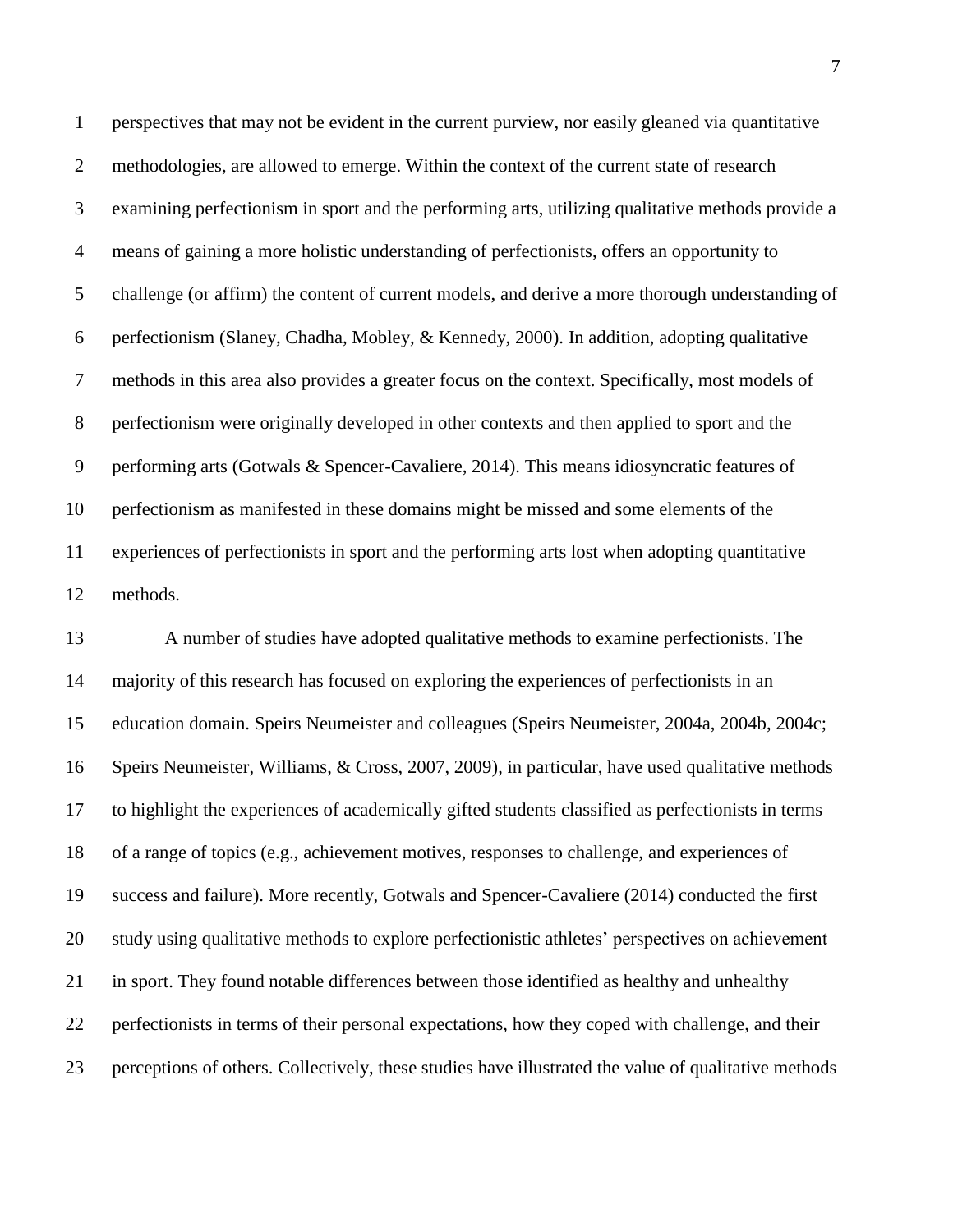perspectives that may not be evident in the current purview, nor easily gleaned via quantitative methodologies, are allowed to emerge. Within the context of the current state of research examining perfectionism in sport and the performing arts, utilizing qualitative methods provide a means of gaining a more holistic understanding of perfectionists, offers an opportunity to challenge (or affirm) the content of current models, and derive a more thorough understanding of perfectionism (Slaney, Chadha, Mobley, & Kennedy, 2000). In addition, adopting qualitative methods in this area also provides a greater focus on the context. Specifically, most models of perfectionism were originally developed in other contexts and then applied to sport and the performing arts (Gotwals & Spencer-Cavaliere, 2014). This means idiosyncratic features of perfectionism as manifested in these domains might be missed and some elements of the experiences of perfectionists in sport and the performing arts lost when adopting quantitative methods.

A number of studies have adopted qualitative methods to examine perfectionists. The majority of this research has focused on exploring the experiences of perfectionists in an education domain. Speirs Neumeister and colleagues (Speirs Neumeister, 2004a, 2004b, 2004c; Speirs Neumeister, Williams, & Cross, 2007, 2009), in particular, have used qualitative methods to highlight the experiences of academically gifted students classified as perfectionists in terms of a range of topics (e.g., achievement motives, responses to challenge, and experiences of success and failure). More recently, Gotwals and Spencer-Cavaliere (2014) conducted the first study using qualitative methods to explore perfectionistic athletes' perspectives on achievement in sport. They found notable differences between those identified as healthy and unhealthy perfectionists in terms of their personal expectations, how they coped with challenge, and their perceptions of others. Collectively, these studies have illustrated the value of qualitative methods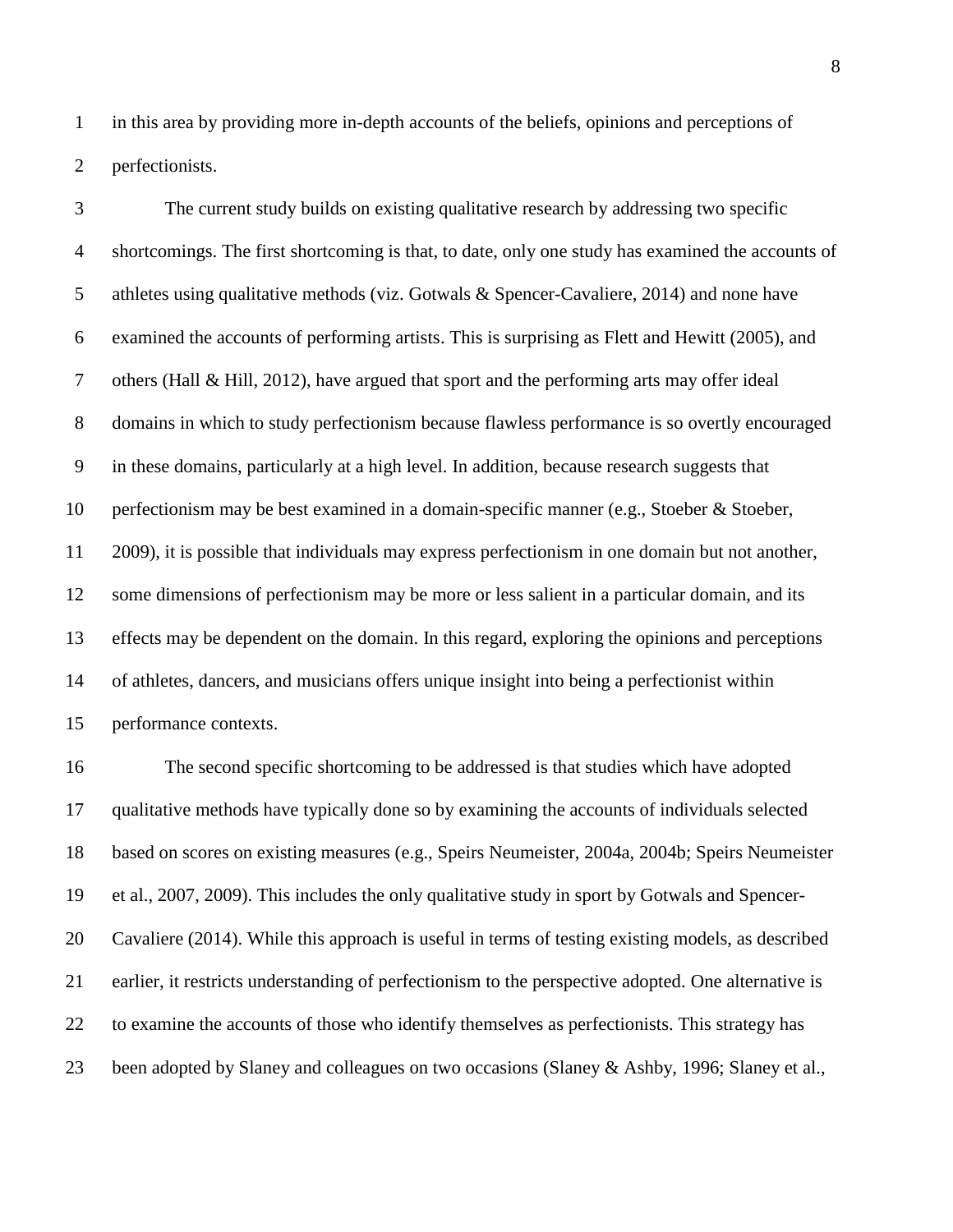in this area by providing more in-depth accounts of the beliefs, opinions and perceptions of perfectionists.

The current study builds on existing qualitative research by addressing two specific shortcomings. The first shortcoming is that, to date, only one study has examined the accounts of athletes using qualitative methods (viz. Gotwals & Spencer-Cavaliere, 2014) and none have examined the accounts of performing artists. This is surprising as Flett and Hewitt (2005), and others (Hall & Hill, 2012), have argued that sport and the performing arts may offer ideal domains in which to study perfectionism because flawless performance is so overtly encouraged in these domains, particularly at a high level. In addition, because research suggests that perfectionism may be best examined in a domain-specific manner (e.g., Stoeber & Stoeber, 2009), it is possible that individuals may express perfectionism in one domain but not another, some dimensions of perfectionism may be more or less salient in a particular domain, and its effects may be dependent on the domain. In this regard, exploring the opinions and perceptions of athletes, dancers, and musicians offers unique insight into being a perfectionist within performance contexts.

The second specific shortcoming to be addressed is that studies which have adopted qualitative methods have typically done so by examining the accounts of individuals selected based on scores on existing measures (e.g., Speirs Neumeister, 2004a, 2004b; Speirs Neumeister et al., 2007, 2009). This includes the only qualitative study in sport by Gotwals and Spencer-Cavaliere (2014). While this approach is useful in terms of testing existing models, as described earlier, it restricts understanding of perfectionism to the perspective adopted. One alternative is to examine the accounts of those who identify themselves as perfectionists. This strategy has been adopted by Slaney and colleagues on two occasions (Slaney & Ashby, 1996; Slaney et al.,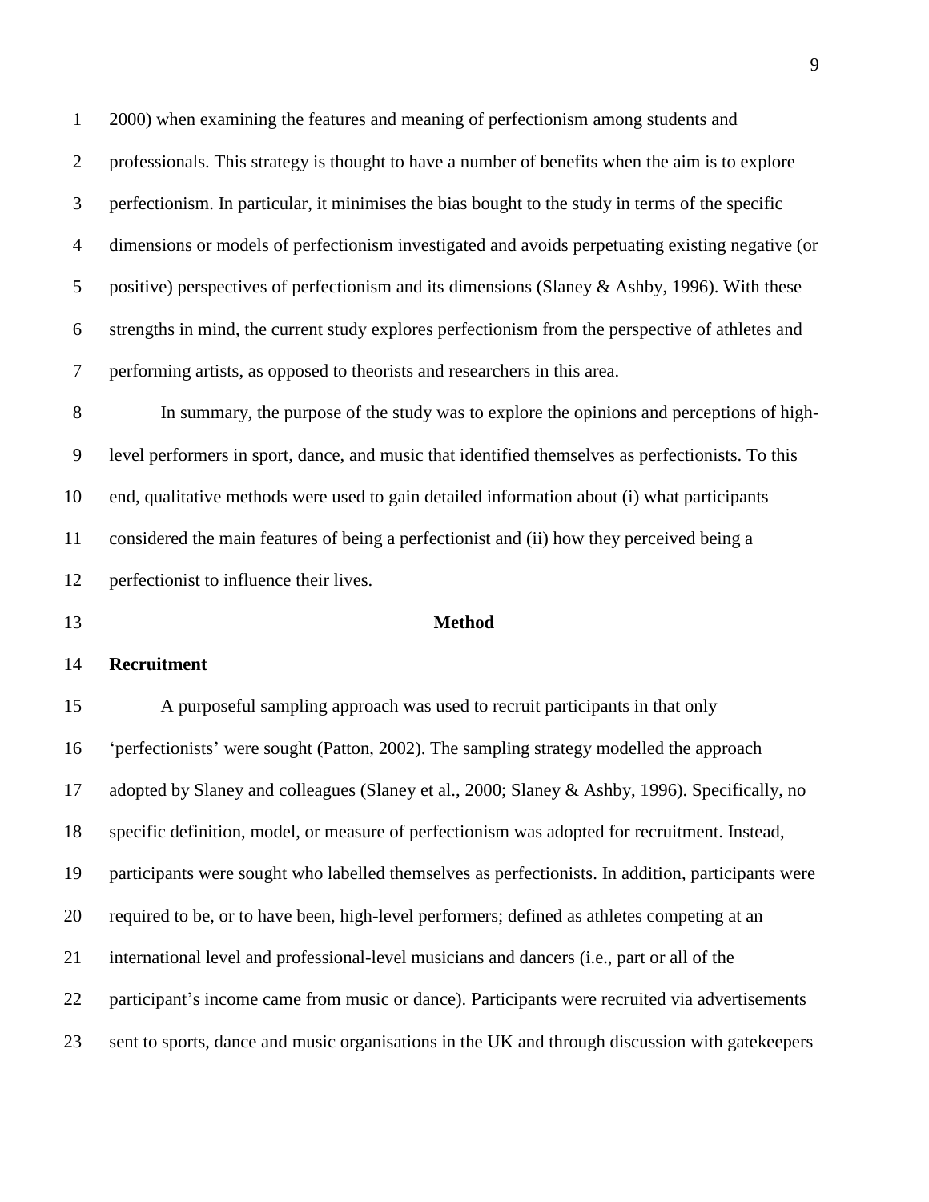2000) when examining the features and meaning of perfectionism among students and professionals. This strategy is thought to have a number of benefits when the aim is to explore perfectionism. In particular, it minimises the bias bought to the study in terms of the specific dimensions or models of perfectionism investigated and avoids perpetuating existing negative (or positive) perspectives of perfectionism and its dimensions (Slaney & Ashby, 1996). With these strengths in mind, the current study explores perfectionism from the perspective of athletes and performing artists, as opposed to theorists and researchers in this area.

In summary, the purpose of the study was to explore the opinions and perceptions of high-level performers in sport, dance, and music that identified themselves as perfectionists. To this end, qualitative methods were used to gain detailed information about (i) what participants considered the main features of being a perfectionist and (ii) how they perceived being a perfectionist to influence their lives.

# Method

## Recruitment

A purposeful sampling approach was used to recruit participants in that only 'perfectionists' were sought (Patton, 2002). The sampling strategy modelled the approach adopted by Slaney and colleagues (Slaney et al., 2000; Slaney & Ashby, 1996). Specifically, no specific definition, model, or measure of perfectionism was adopted for recruitment. Instead, participants were sought who labelled themselves as perfectionists. In addition, participants were required to be, or to have been, high-level performers; defined as athletes competing at an international level and professional-level musicians and dancers (i.e., part or all of the participant's income came from music or dance). Participants were recruited via advertisements sent to sports, dance and music organisations in the UK and through discussion with gatekeepers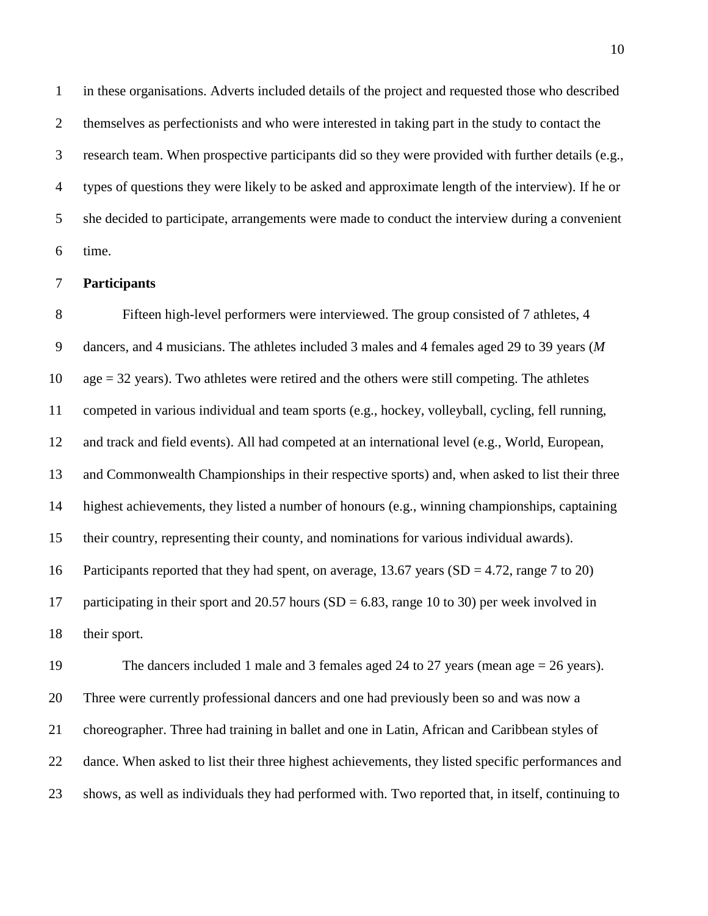in these organisations. Adverts included details of the project and requested those who described themselves as perfectionists and who were interested in taking part in the study to contact the research team. When prospective participants did so they were provided with further details (e.g., types of questions they were likely to be asked and approximate length of the interview). If he or she decided to participate, arrangements were made to conduct the interview during a convenient time.

**Participants**

Fifteen high-level performers were interviewed. The group consisted of 7 athletes, 4 dancers, and 4 musicians. The athletes included 3 males and 4 females aged 29 to 39 years (*M* age = 32 years). Two athletes were retired and the others were still competing. The athletes competed in various individual and team sports (e.g., hockey, volleyball, cycling, fell running, and track and field events). All had competed at an international level (e.g., World, European, and Commonwealth Championships in their respective sports) and, when asked to list their three highest achievements, they listed a number of honours (e.g., winning championships, captaining their country, representing their county, and nominations for various individual awards). Participants reported that they had spent, on average, 13.67 years (SD = 4.72, range 7 to 20) participating in their sport and 20.57 hours (SD = 6.83, range 10 to 30) per week involved in their sport.

The dancers included 1 male and 3 females aged 24 to 27 years (mean age = 26 years). Three were currently professional dancers and one had previously been so and was now a choreographer. Three had training in ballet and one in Latin, African and Caribbean styles of dance. When asked to list their three highest achievements, they listed specific performances and shows, as well as individuals they had performed with. Two reported that, in itself, continuing to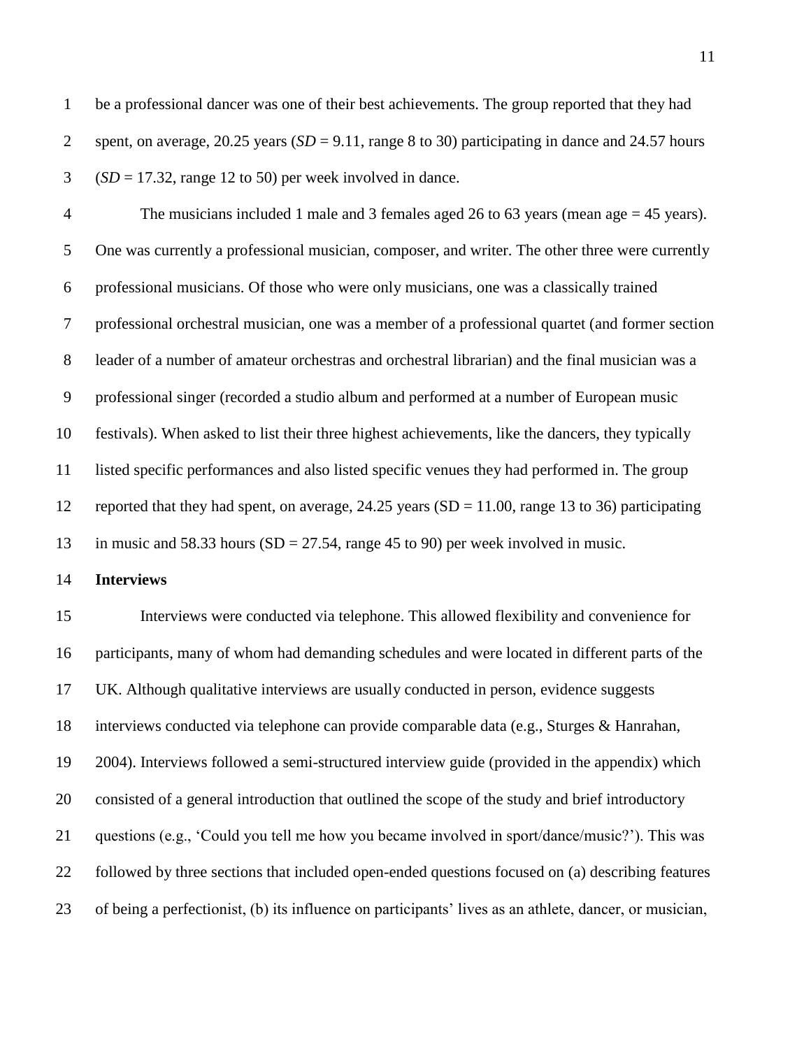be a professional dancer was one of their best achievements. The group reported that they had spent, on average, 20.25 years (*SD* = 9.11, range 8 to 30) participating in dance and 24.57 hours (*SD* = 17.32, range 12 to 50) per week involved in dance.

The musicians included 1 male and 3 females aged 26 to 63 years (mean age = 45 years). One was currently a professional musician, composer, and writer. The other three were currently professional musicians. Of those who were only musicians, one was a classically trained professional orchestral musician, one was a member of a professional quartet (and former section leader of a number of amateur orchestras and orchestral librarian) and the final musician was a professional singer (recorded a studio album and performed at a number of European music festivals). When asked to list their three highest achievements, like the dancers, they typically listed specific performances and also listed specific venues they had performed in. The group reported that they had spent, on average, 24.25 years (SD = 11.00, range 13 to 36) participating in music and 58.33 hours (SD = 27.54, range 45 to 90) per week involved in music.

**Interviews**

Interviews were conducted via telephone. This allowed flexibility and convenience for participants, many of whom had demanding schedules and were located in different parts of the UK. Although qualitative interviews are usually conducted in person, evidence suggests interviews conducted via telephone can provide comparable data (e.g., Sturges & Hanrahan, 2004). Interviews followed a semi-structured interview guide (provided in the appendix) which consisted of a general introduction that outlined the scope of the study and brief introductory questions (e.g., 'Could you tell me how you became involved in sport/dance/music?'). This was followed by three sections that included open-ended questions focused on (a) describing features of being a perfectionist, (b) its influence on participants' lives as an athlete, dancer, or musician,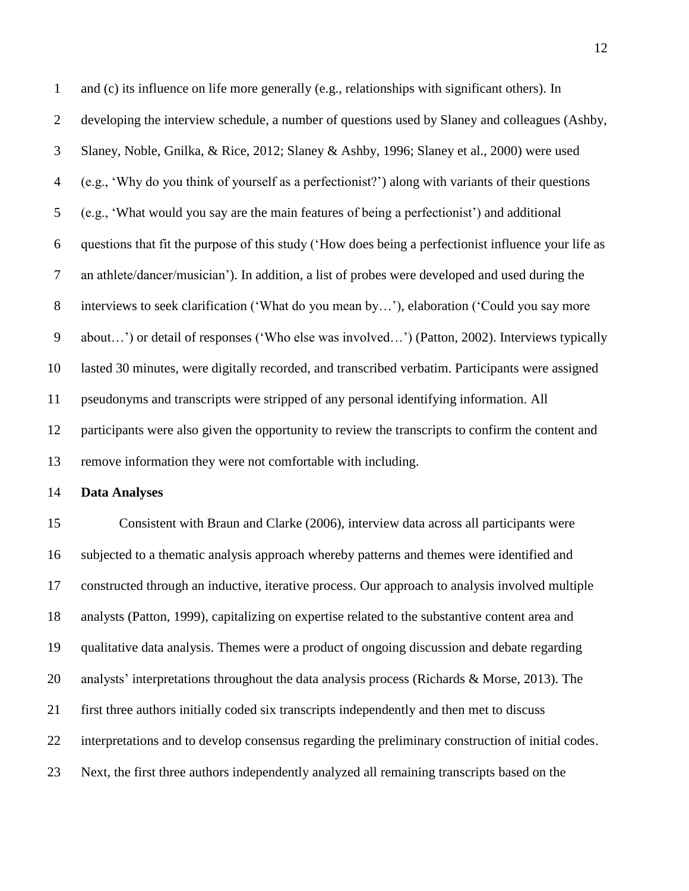and (c) its influence on life more generally (e.g., relationships with significant others). In developing the interview schedule, a number of questions used by Slaney and colleagues (Ashby, Slaney, Noble, Gnilka, & Rice, 2012; Slaney & Ashby, 1996; Slaney et al., 2000) were used (e.g., 'Why do you think of yourself as a perfectionist?') along with variants of their questions (e.g., 'What would you say are the main features of being a perfectionist') and additional questions that fit the purpose of this study ('How does being a perfectionist influence your life as an athlete/dancer/musician'). In addition, a list of probes were developed and used during the interviews to seek clarification ('What do you mean by…'), elaboration ('Could you say more about…') or detail of responses ('Who else was involved…') (Patton, 2002). Interviews typically lasted 30 minutes, were digitally recorded, and transcribed verbatim. Participants were assigned pseudonyms and transcripts were stripped of any personal identifying information. All participants were also given the opportunity to review the transcripts to confirm the content and remove information they were not comfortable with including.

**Data Analyses**

Consistent with Braun and Clarke (2006), interview data across all participants were subjected to a thematic analysis approach whereby patterns and themes were identified and constructed through an inductive, iterative process. Our approach to analysis involved multiple analysts (Patton, 1999), capitalizing on expertise related to the substantive content area and qualitative data analysis. Themes were a product of ongoing discussion and debate regarding analysts' interpretations throughout the data analysis process (Richards & Morse, 2013). The first three authors initially coded six transcripts independently and then met to discuss interpretations and to develop consensus regarding the preliminary construction of initial codes. Next, the first three authors independently analyzed all remaining transcripts based on the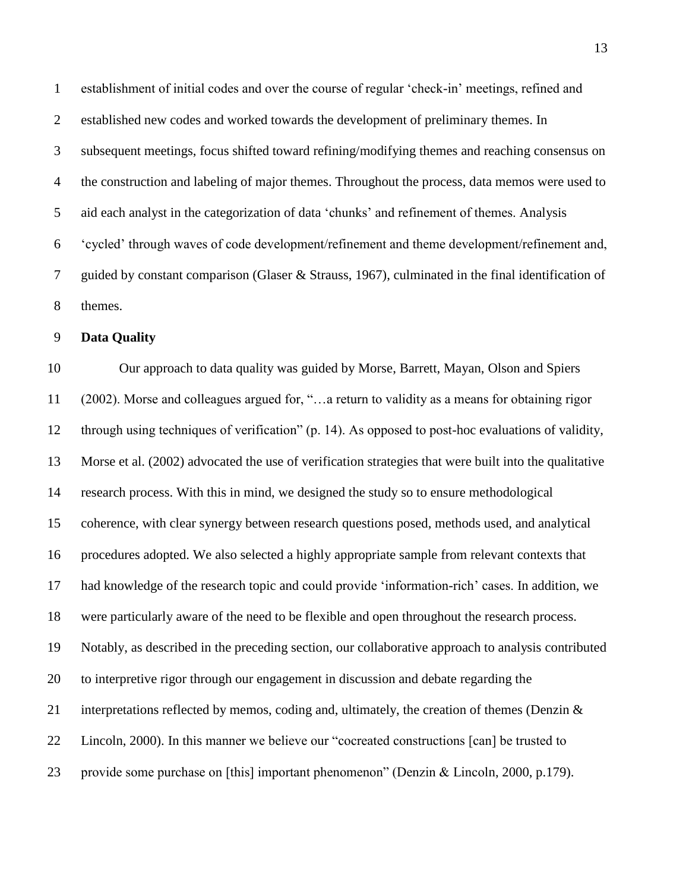establishment of initial codes and over the course of regular 'check-in' meetings, refined and established new codes and worked towards the development of preliminary themes. In subsequent meetings, focus shifted toward refining/modifying themes and reaching consensus on the construction and labeling of major themes. Throughout the process, data memos were used to aid each analyst in the categorization of data 'chunks' and refinement of themes. Analysis 'cycled' through waves of code development/refinement and theme development/refinement and, guided by constant comparison (Glaser & Strauss, 1967), culminated in the final identification of themes.

**Data Quality**

Our approach to data quality was guided by Morse, Barrett, Mayan, Olson and Spiers (2002). Morse and colleagues argued for, "…a return to validity as a means for obtaining rigor through using techniques of verification" (p. 14). As opposed to post-hoc evaluations of validity, Morse et al. (2002) advocated the use of verification strategies that were built into the qualitative research process. With this in mind, we designed the study so to ensure methodological coherence, with clear synergy between research questions posed, methods used, and analytical procedures adopted. We also selected a highly appropriate sample from relevant contexts that had knowledge of the research topic and could provide 'information-rich' cases. In addition, we were particularly aware of the need to be flexible and open throughout the research process. Notably, as described in the preceding section, our collaborative approach to analysis contributed to interpretive rigor through our engagement in discussion and debate regarding the interpretations reflected by memos, coding and, ultimately, the creation of themes (Denzin & Lincoln, 2000). In this manner we believe our "cocreated constructions [can] be trusted to provide some purchase on [this] important phenomenon" (Denzin & Lincoln, 2000, p.179).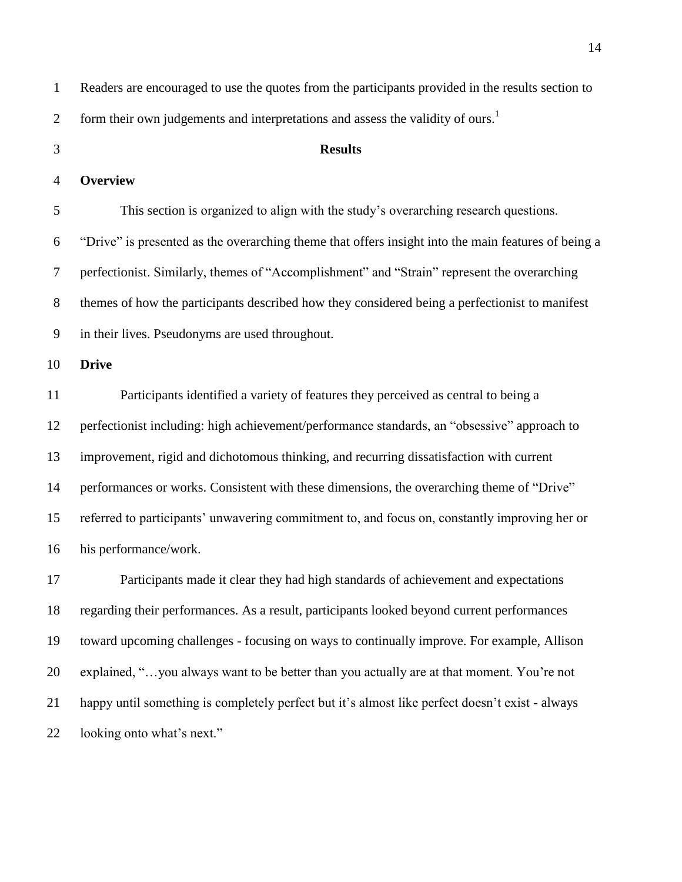Readers are encouraged to use the quotes from the participants provided in the results section to form their own judgements and interpretations and assess the validity of ours.[1]

# Results

## Overview

This section is organized to align with the study's overarching research questions. "Drive" is presented as the overarching theme that offers insight into the main features of being a perfectionist. Similarly, themes of "Accomplishment" and "Strain" represent the overarching themes of how the participants described how they considered being a perfectionist to manifest in their lives. Pseudonyms are used throughout.

## Drive

Participants identified a variety of features they perceived as central to being a perfectionist including: high achievement/performance standards, an "obsessive" approach to improvement, rigid and dichotomous thinking, and recurring dissatisfaction with current performances or works. Consistent with these dimensions, the overarching theme of "Drive" referred to participants' unwavering commitment to, and focus on, constantly improving her or his performance/work.

Participants made it clear they had high standards of achievement and expectations regarding their performances. As a result, participants looked beyond current performances toward upcoming challenges - focusing on ways to continually improve. For example, Allison explained, "…you always want to be better than you actually are at that moment. You're not happy until something is completely perfect but it's almost like perfect doesn't exist - always looking onto what's next."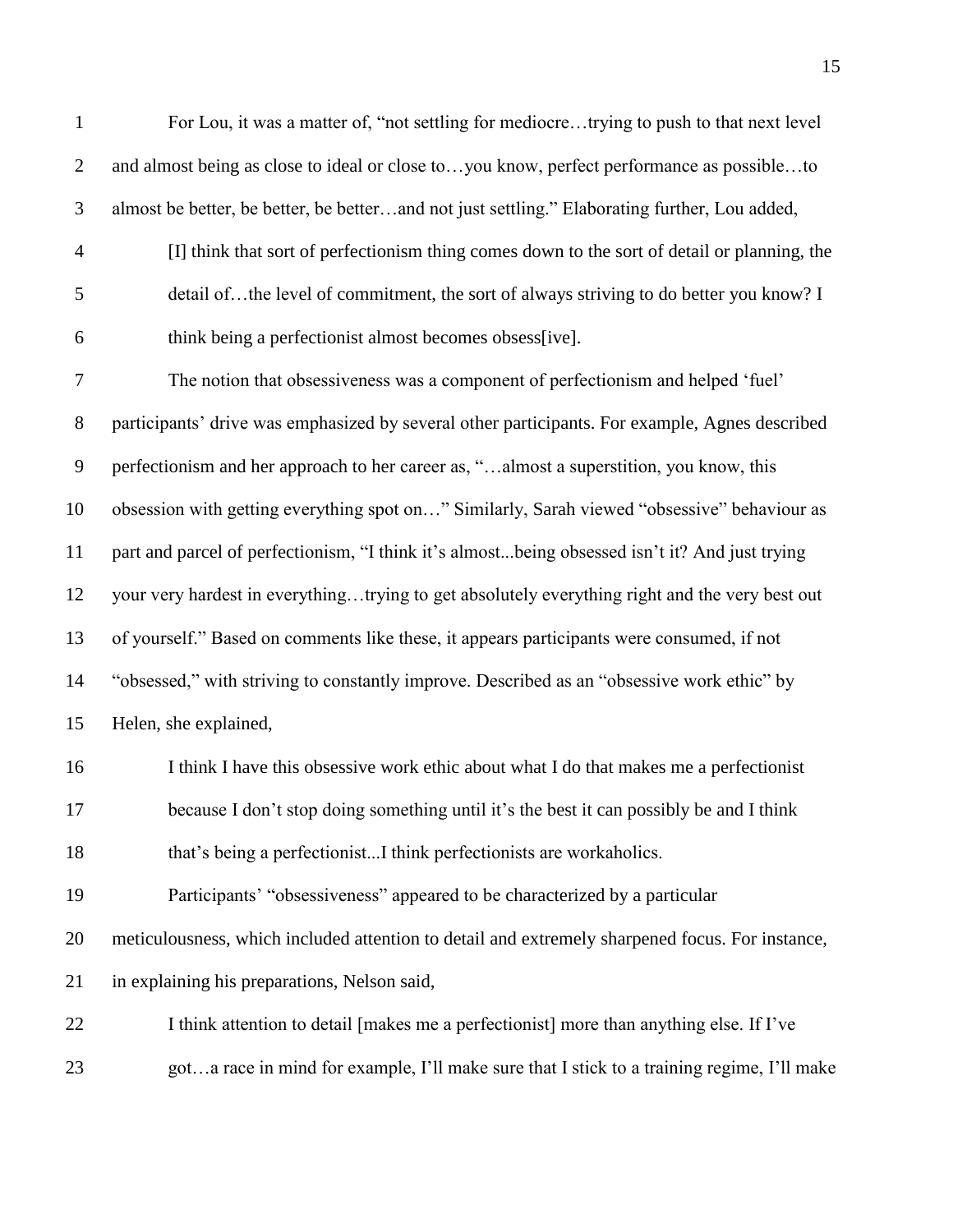For Lou, it was a matter of, "not settling for mediocre…trying to push to that next level and almost being as close to ideal or close to…you know, perfect performance as possible…to almost be better, be better, be better…and not just settling." Elaborating further, Lou added,

> [I] think that sort of perfectionism thing comes down to the sort of detail or planning, the detail of…the level of commitment, the sort of always striving to do better you know? I think being a perfectionist almost becomes obsess[ive].

The notion that obsessiveness was a component of perfectionism and helped 'fuel' participants' drive was emphasized by several other participants. For example, Agnes described perfectionism and her approach to her career as, "…almost a superstition, you know, this obsession with getting everything spot on…" Similarly, Sarah viewed "obsessive" behaviour as part and parcel of perfectionism, "I think it's almost...being obsessed isn't it? And just trying your very hardest in everything…trying to get absolutely everything right and the very best out of yourself." Based on comments like these, it appears participants were consumed, if not "obsessed," with striving to constantly improve. Described as an "obsessive work ethic" by Helen, she explained,

> I think I have this obsessive work ethic about what I do that makes me a perfectionist because I don't stop doing something until it's the best it can possibly be and I think that's being a perfectionist...I think perfectionists are workaholics.

Participants' "obsessiveness" appeared to be characterized by a particular meticulousness, which included attention to detail and extremely sharpened focus. For instance, in explaining his preparations, Nelson said,

> I think attention to detail [makes me a perfectionist] more than anything else. If I've got…a race in mind for example, I'll make sure that I stick to a training regime, I'll make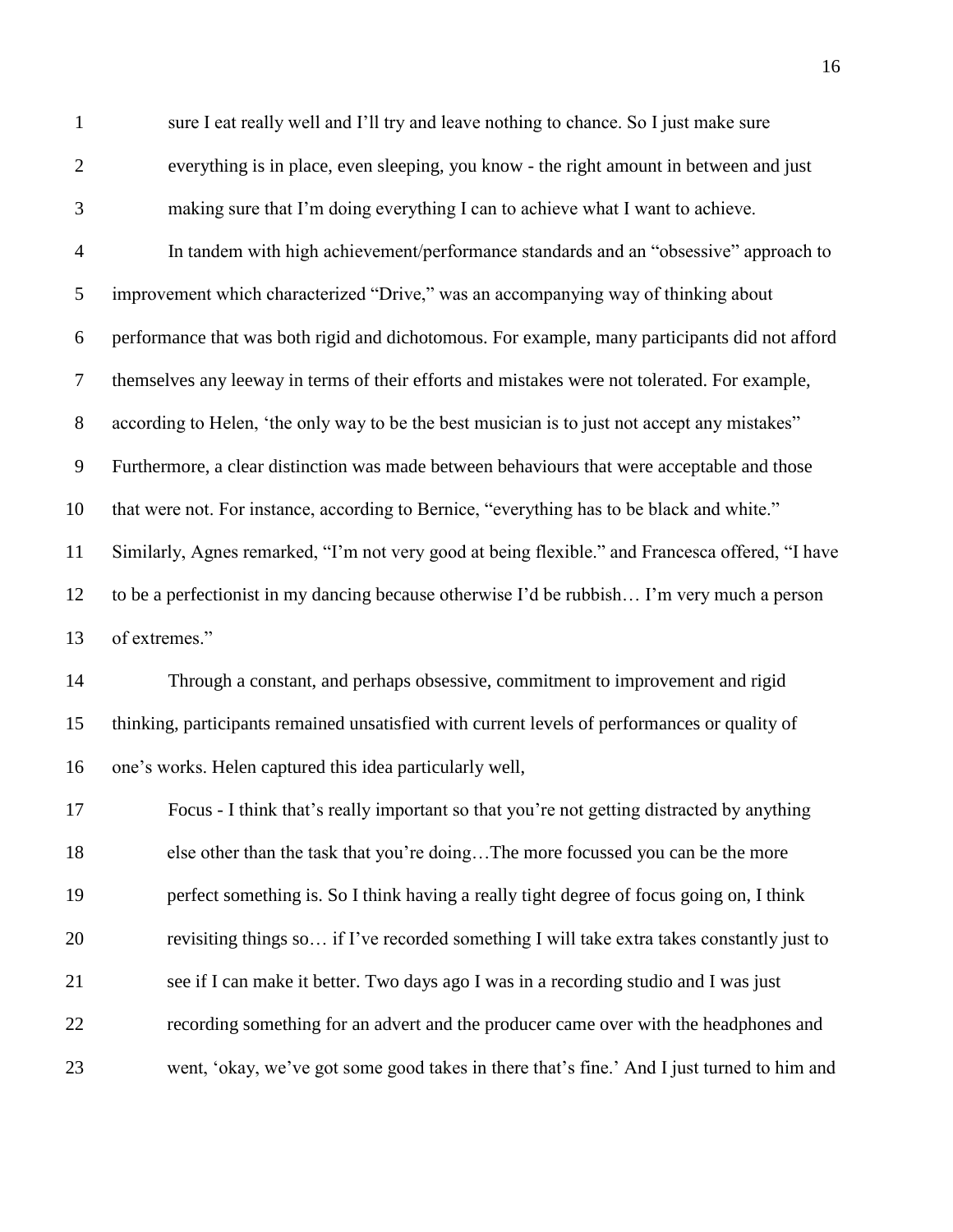sure I eat really well and I'll try and leave nothing to chance. So I just make sure everything is in place, even sleeping, you know - the right amount in between and just making sure that I'm doing everything I can to achieve what I want to achieve.

In tandem with high achievement/performance standards and an "obsessive" approach to improvement which characterized "Drive," was an accompanying way of thinking about performance that was both rigid and dichotomous. For example, many participants did not afford themselves any leeway in terms of their efforts and mistakes were not tolerated. For example, according to Helen, 'the only way to be the best musician is to just not accept any mistakes" Furthermore, a clear distinction was made between behaviours that were acceptable and those that were not. For instance, according to Bernice, "everything has to be black and white." Similarly, Agnes remarked, "I'm not very good at being flexible." and Francesca offered, "I have to be a perfectionist in my dancing because otherwise I'd be rubbish… I'm very much a person of extremes."

Through a constant, and perhaps obsessive, commitment to improvement and rigid thinking, participants remained unsatisfied with current levels of performances or quality of one's works. Helen captured this idea particularly well,

> Focus - I think that's really important so that you're not getting distracted by anything else other than the task that you're doing…The more focussed you can be the more perfect something is. So I think having a really tight degree of focus going on, I think revisiting things so… if I've recorded something I will take extra takes constantly just to see if I can make it better. Two days ago I was in a recording studio and I was just recording something for an advert and the producer came over with the headphones and went, 'okay, we've got some good takes in there that's fine.' And I just turned to him and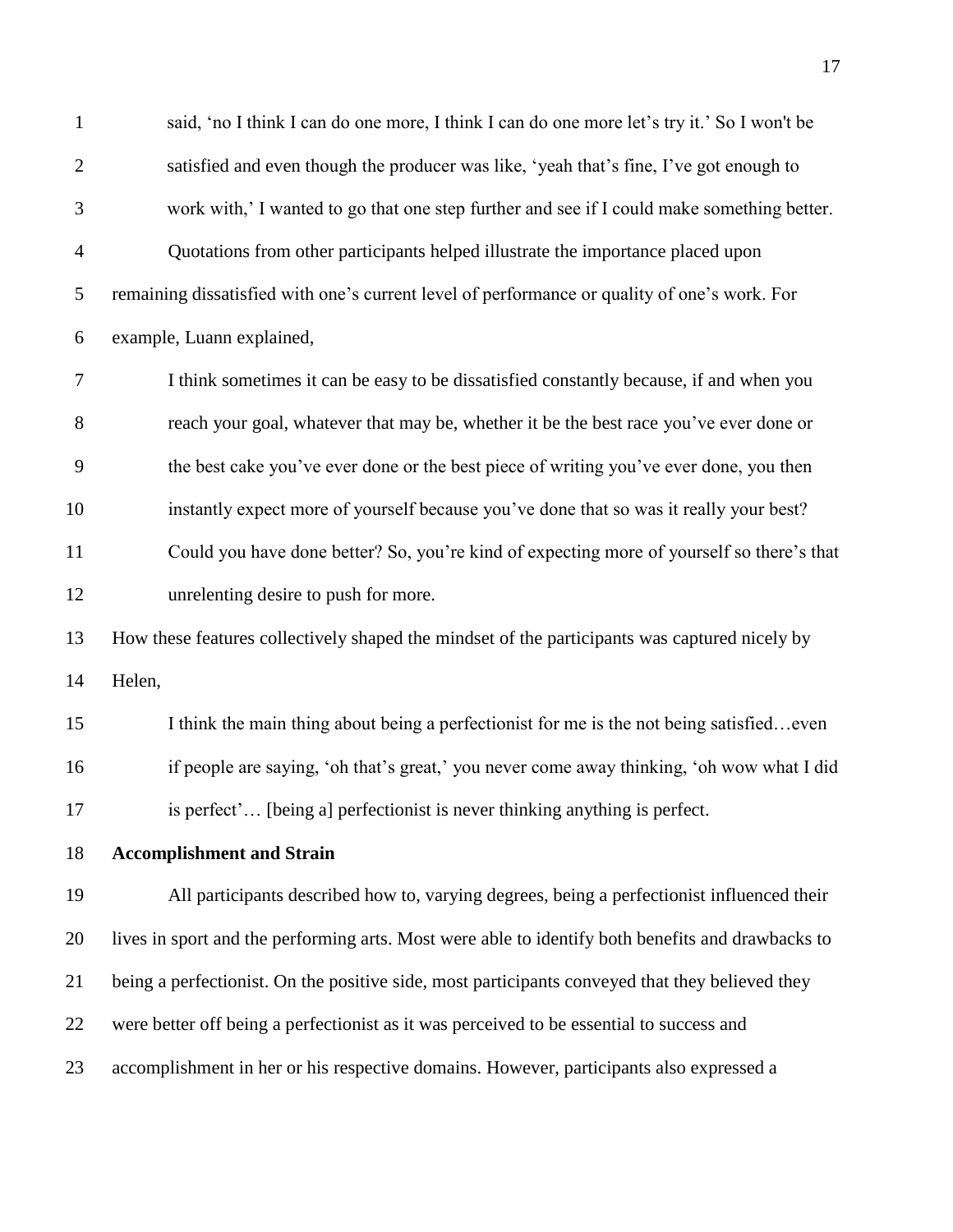> said, 'no I think I can do one more, I think I can do one more let's try it.' So I won't be satisfied and even though the producer was like, 'yeah that's fine, I've got enough to work with,' I wanted to go that one step further and see if I could make something better.

Quotations from other participants helped illustrate the importance placed upon remaining dissatisfied with one's current level of performance or quality of one's work. For example, Luann explained,

> I think sometimes it can be easy to be dissatisfied constantly because, if and when you reach your goal, whatever that may be, whether it be the best race you've ever done or the best cake you've ever done or the best piece of writing you've ever done, you then instantly expect more of yourself because you've done that so was it really your best? Could you have done better? So, you're kind of expecting more of yourself so there's that unrelenting desire to push for more.

How these features collectively shaped the mindset of the participants was captured nicely by Helen,

> I think the main thing about being a perfectionist for me is the not being satisfied…even if people are saying, 'oh that's great,' you never come away thinking, 'oh wow what I did is perfect'… [being a] perfectionist is never thinking anything is perfect.

**Accomplishment and Strain**

All participants described how to, varying degrees, being a perfectionist influenced their lives in sport and the performing arts. Most were able to identify both benefits and drawbacks to being a perfectionist. On the positive side, most participants conveyed that they believed they were better off being a perfectionist as it was perceived to be essential to success and accomplishment in her or his respective domains. However, participants also expressed a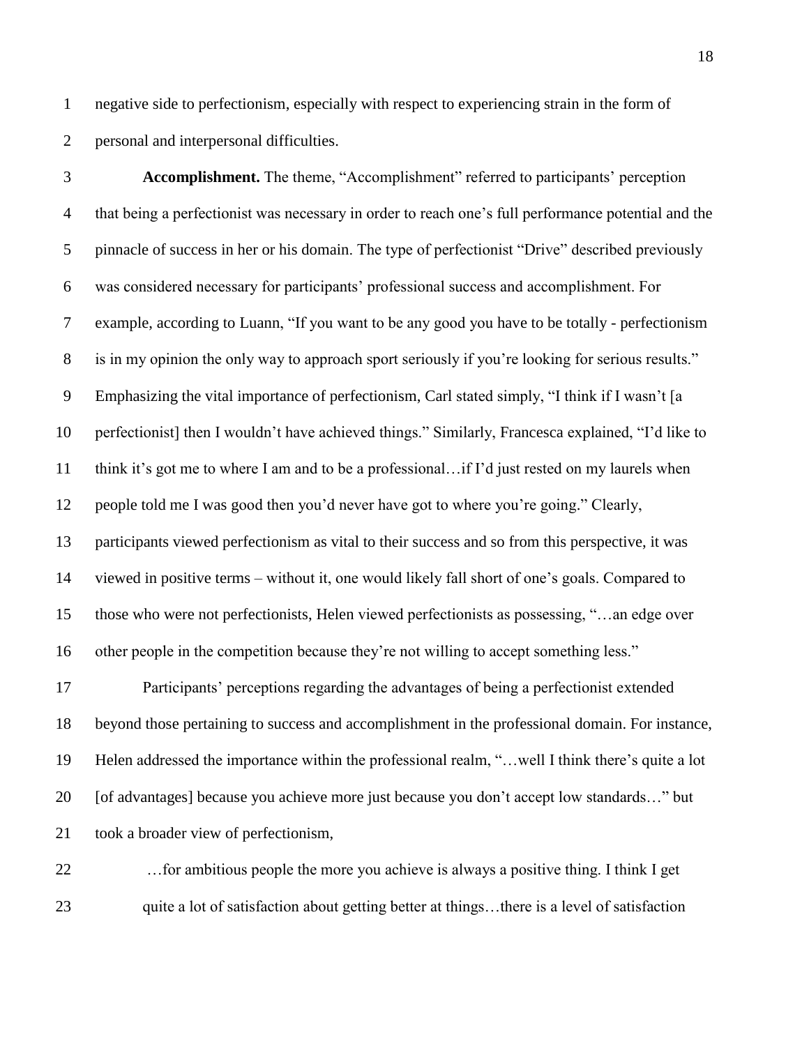negative side to perfectionism, especially with respect to experiencing strain in the form of personal and interpersonal difficulties.

**Accomplishment.** The theme, "Accomplishment" referred to participants' perception that being a perfectionist was necessary in order to reach one's full performance potential and the pinnacle of success in her or his domain. The type of perfectionist "Drive" described previously was considered necessary for participants' professional success and accomplishment. For example, according to Luann, "If you want to be any good you have to be totally - perfectionism is in my opinion the only way to approach sport seriously if you're looking for serious results." Emphasizing the vital importance of perfectionism, Carl stated simply, "I think if I wasn't [a perfectionist] then I wouldn't have achieved things." Similarly, Francesca explained, "I'd like to think it's got me to where I am and to be a professional…if I'd just rested on my laurels when people told me I was good then you'd never have got to where you're going." Clearly, participants viewed perfectionism as vital to their success and so from this perspective, it was viewed in positive terms – without it, one would likely fall short of one's goals. Compared to those who were not perfectionists, Helen viewed perfectionists as possessing, "…an edge over other people in the competition because they're not willing to accept something less."

Participants' perceptions regarding the advantages of being a perfectionist extended beyond those pertaining to success and accomplishment in the professional domain. For instance, Helen addressed the importance within the professional realm, "…well I think there's quite a lot [of advantages] because you achieve more just because you don't accept low standards…" but took a broader view of perfectionism,

> …for ambitious people the more you achieve is always a positive thing. I think I get quite a lot of satisfaction about getting better at things…there is a level of satisfaction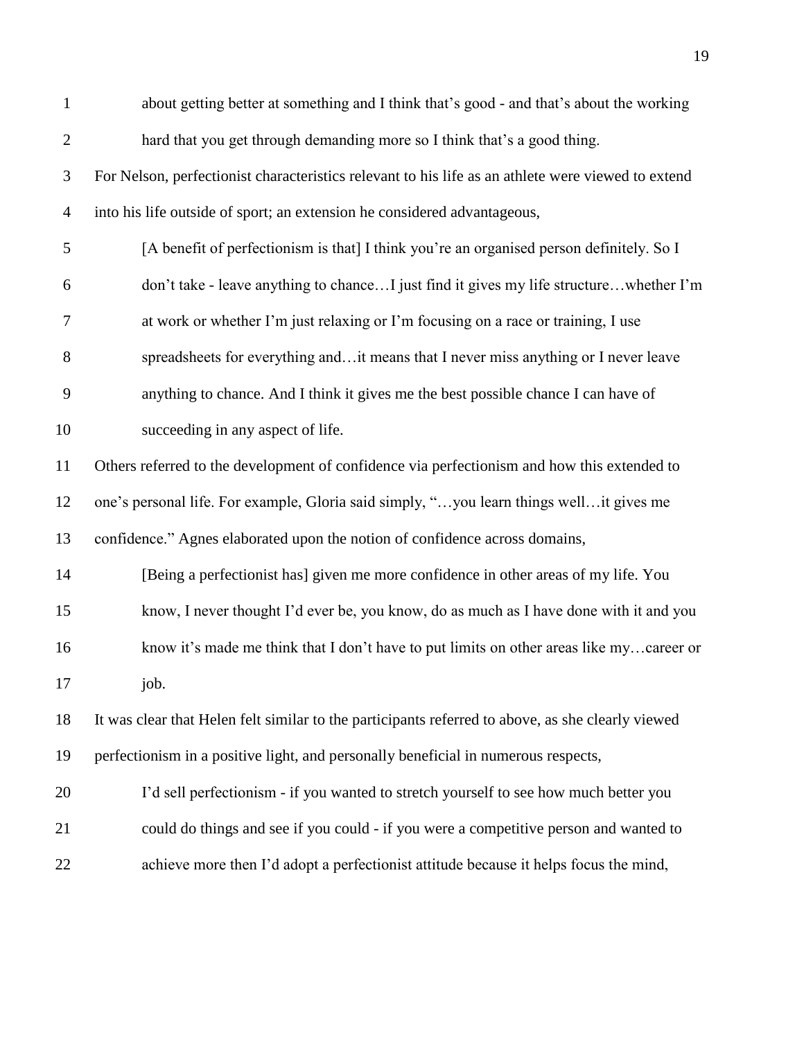> about getting better at something and I think that's good - and that's about the working hard that you get through demanding more so I think that's a good thing.

For Nelson, perfectionist characteristics relevant to his life as an athlete were viewed to extend into his life outside of sport; an extension he considered advantageous,

> [A benefit of perfectionism is that] I think you're an organised person definitely. So I don't take - leave anything to chance…I just find it gives my life structure…whether I'm at work or whether I'm just relaxing or I'm focusing on a race or training, I use spreadsheets for everything and…it means that I never miss anything or I never leave anything to chance. And I think it gives me the best possible chance I can have of succeeding in any aspect of life.

Others referred to the development of confidence via perfectionism and how this extended to one's personal life. For example, Gloria said simply, "…you learn things well…it gives me confidence." Agnes elaborated upon the notion of confidence across domains,

> [Being a perfectionist has] given me more confidence in other areas of my life. You know, I never thought I'd ever be, you know, do as much as I have done with it and you know it's made me think that I don't have to put limits on other areas like my…career or job.

It was clear that Helen felt similar to the participants referred to above, as she clearly viewed perfectionism in a positive light, and personally beneficial in numerous respects,

> I'd sell perfectionism - if you wanted to stretch yourself to see how much better you could do things and see if you could - if you were a competitive person and wanted to achieve more then I'd adopt a perfectionist attitude because it helps focus the mind,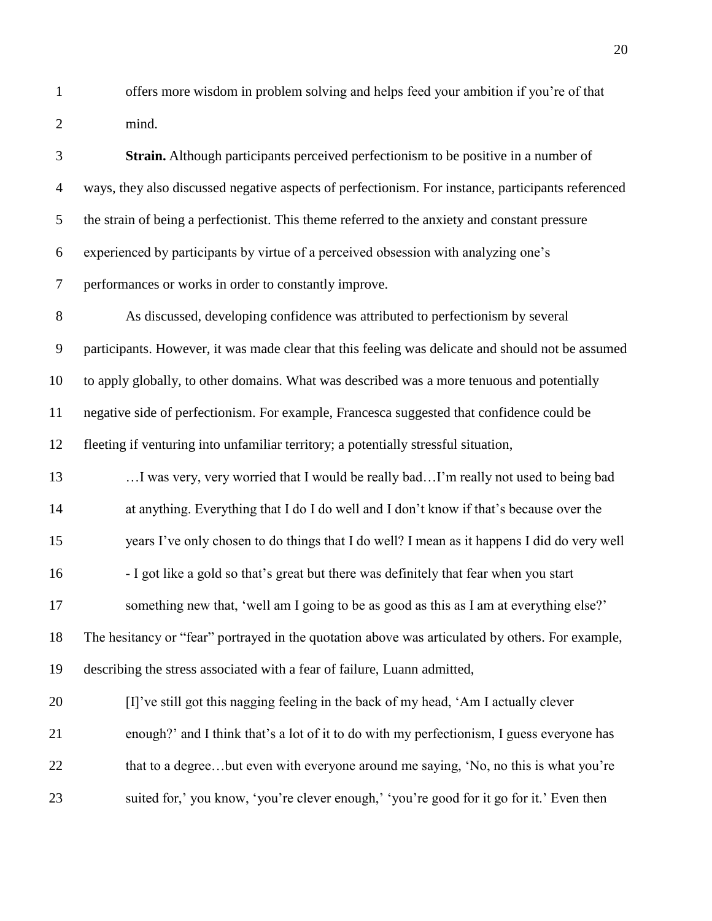offers more wisdom in problem solving and helps feed your ambition if you're of that mind.

**Strain.** Although participants perceived perfectionism to be positive in a number of ways, they also discussed negative aspects of perfectionism. For instance, participants referenced the strain of being a perfectionist. This theme referred to the anxiety and constant pressure experienced by participants by virtue of a perceived obsession with analyzing one's performances or works in order to constantly improve.

As discussed, developing confidence was attributed to perfectionism by several participants. However, it was made clear that this feeling was delicate and should not be assumed to apply globally, to other domains. What was described was a more tenuous and potentially negative side of perfectionism. For example, Francesca suggested that confidence could be fleeting if venturing into unfamiliar territory; a potentially stressful situation,

> …I was very, very worried that I would be really bad…I'm really not used to being bad at anything. Everything that I do I do well and I don't know if that's because over the years I've only chosen to do things that I do well? I mean as it happens I did do very well - I got like a gold so that's great but there was definitely that fear when you start something new that, 'well am I going to be as good as this as I am at everything else?'

The hesitancy or "fear" portrayed in the quotation above was articulated by others. For example, describing the stress associated with a fear of failure, Luann admitted,

> [I]'ve still got this nagging feeling in the back of my head, 'Am I actually clever enough?' and I think that's a lot of it to do with my perfectionism, I guess everyone has that to a degree…but even with everyone around me saying, 'No, no this is what you're suited for,' you know, 'you're clever enough,' 'you're good for it go for it.' Even then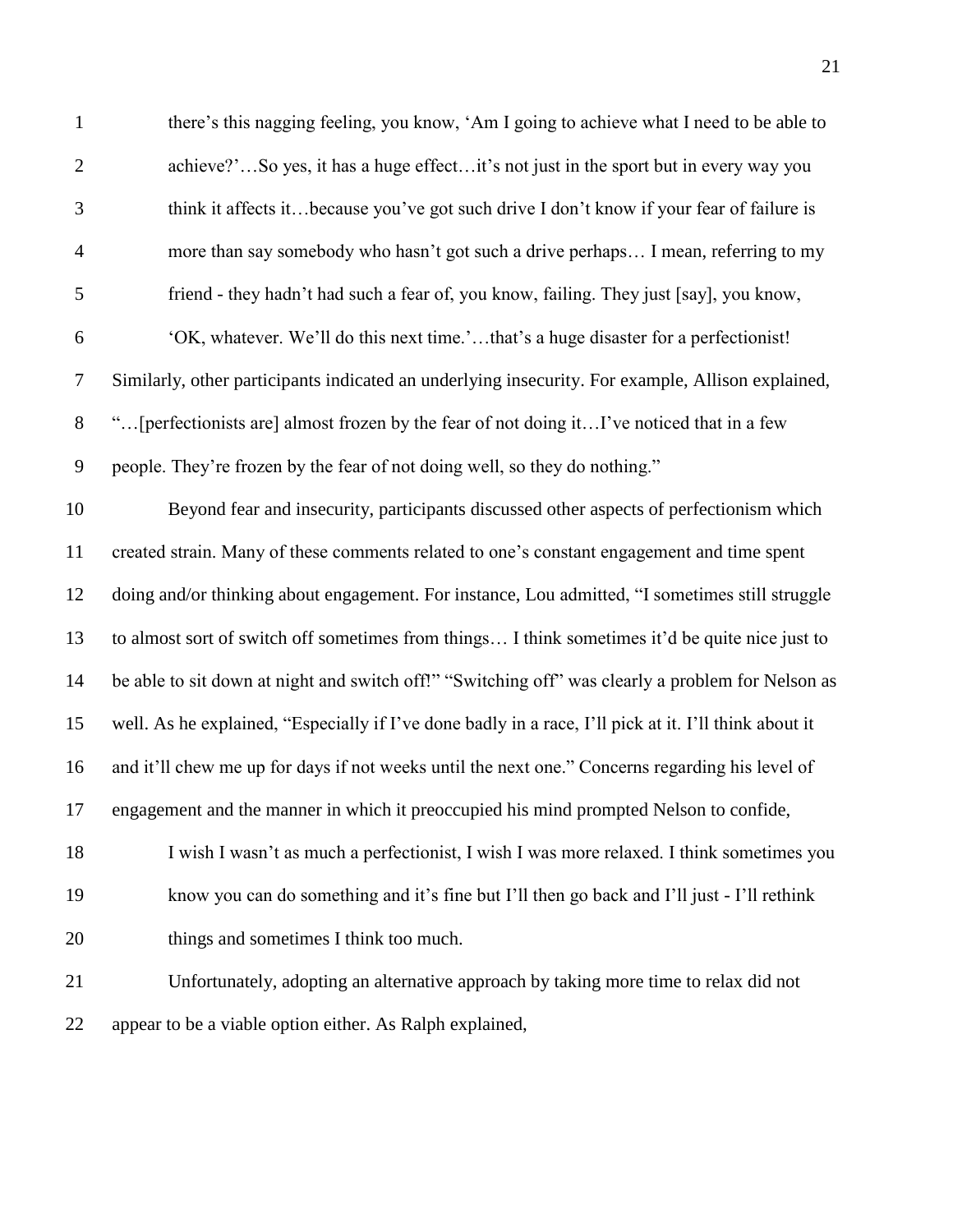> there's this nagging feeling, you know, 'Am I going to achieve what I need to be able to achieve?'…So yes, it has a huge effect…it's not just in the sport but in every way you think it affects it…because you've got such drive I don't know if your fear of failure is more than say somebody who hasn't got such a drive perhaps… I mean, referring to my friend - they hadn't had such a fear of, you know, failing. They just [say], you know, 'OK, whatever. We'll do this next time.'…that's a huge disaster for a perfectionist!

Similarly, other participants indicated an underlying insecurity. For example, Allison explained, "…[perfectionists are] almost frozen by the fear of not doing it…I've noticed that in a few people. They're frozen by the fear of not doing well, so they do nothing."

Beyond fear and insecurity, participants discussed other aspects of perfectionism which created strain. Many of these comments related to one's constant engagement and time spent doing and/or thinking about engagement. For instance, Lou admitted, "I sometimes still struggle to almost sort of switch off sometimes from things… I think sometimes it'd be quite nice just to be able to sit down at night and switch off!" "Switching off" was clearly a problem for Nelson as well. As he explained, "Especially if I've done badly in a race, I'll pick at it. I'll think about it and it'll chew me up for days if not weeks until the next one." Concerns regarding his level of engagement and the manner in which it preoccupied his mind prompted Nelson to confide,

> I wish I wasn't as much a perfectionist, I wish I was more relaxed. I think sometimes you know you can do something and it's fine but I'll then go back and I'll just - I'll rethink things and sometimes I think too much.

Unfortunately, adopting an alternative approach by taking more time to relax did not appear to be a viable option either. As Ralph explained,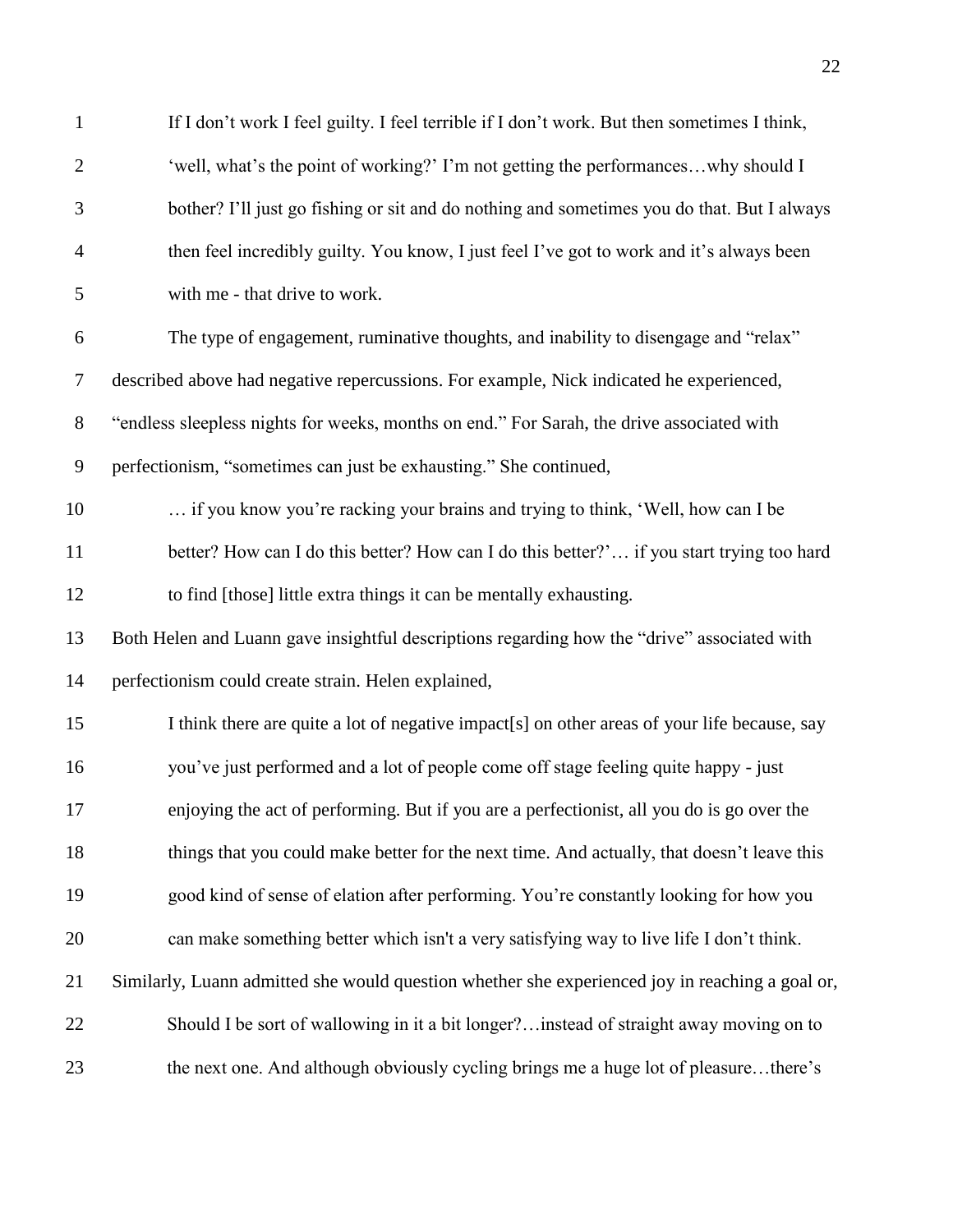> If I don't work I feel guilty. I feel terrible if I don't work. But then sometimes I think, 'well, what's the point of working?' I'm not getting the performances…why should I bother? I'll just go fishing or sit and do nothing and sometimes you do that. But I always then feel incredibly guilty. You know, I just feel I've got to work and it's always been with me - that drive to work.

The type of engagement, ruminative thoughts, and inability to disengage and "relax" described above had negative repercussions. For example, Nick indicated he experienced, "endless sleepless nights for weeks, months on end." For Sarah, the drive associated with perfectionism, "sometimes can just be exhausting." She continued,

> … if you know you're racking your brains and trying to think, 'Well, how can I be better? How can I do this better? How can I do this better?'… if you start trying too hard to find [those] little extra things it can be mentally exhausting.

Both Helen and Luann gave insightful descriptions regarding how the "drive" associated with perfectionism could create strain. Helen explained,

> I think there are quite a lot of negative impact[s] on other areas of your life because, say you've just performed and a lot of people come off stage feeling quite happy - just enjoying the act of performing. But if you are a perfectionist, all you do is go over the things that you could make better for the next time. And actually, that doesn't leave this good kind of sense of elation after performing. You're constantly looking for how you can make something better which isn't a very satisfying way to live life I don't think.

Similarly, Luann admitted she would question whether she experienced joy in reaching a goal or,

> Should I be sort of wallowing in it a bit longer?…instead of straight away moving on to the next one. And although obviously cycling brings me a huge lot of pleasure…there's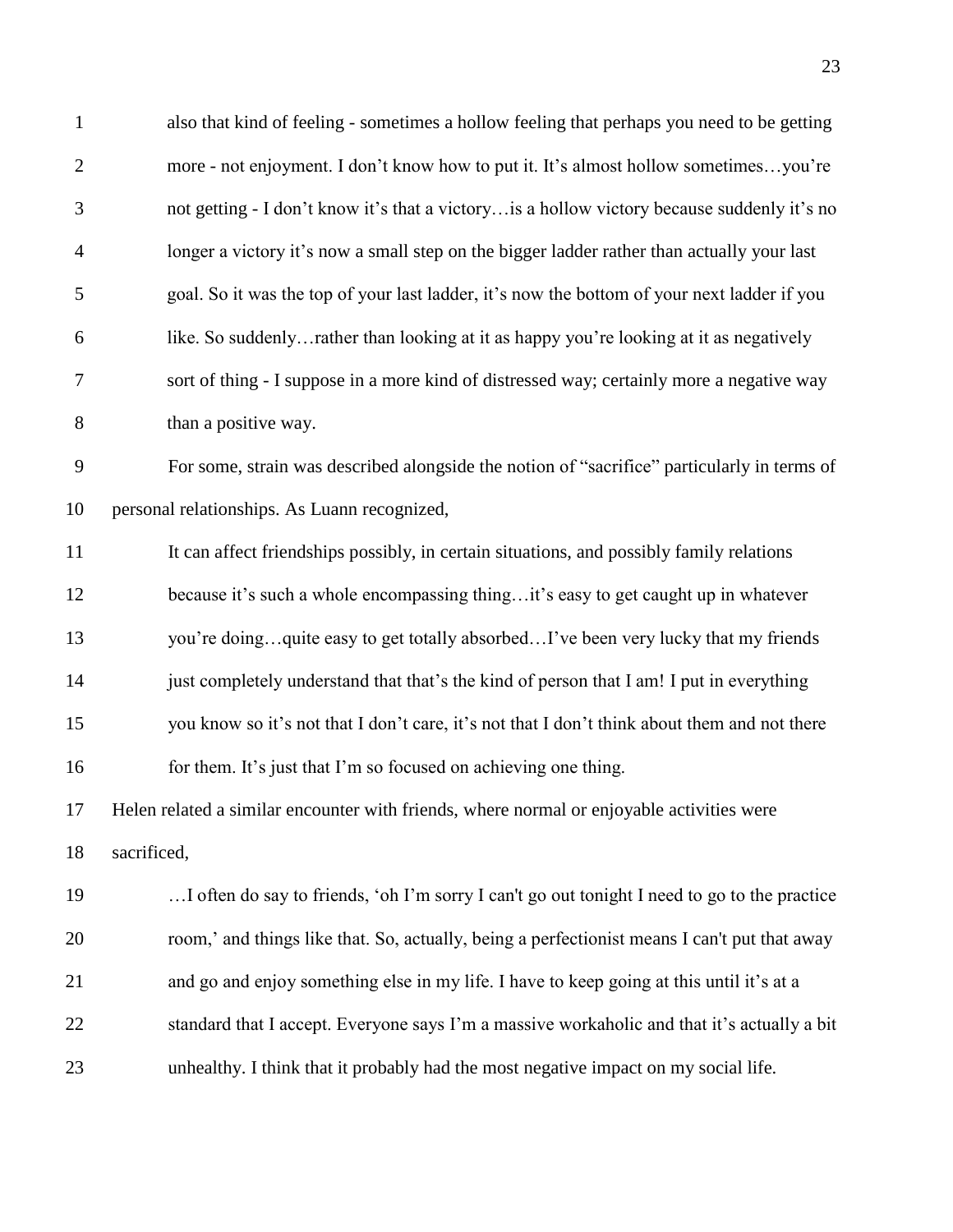> also that kind of feeling - sometimes a hollow feeling that perhaps you need to be getting more - not enjoyment. I don't know how to put it. It's almost hollow sometimes…you're not getting - I don't know it's that a victory…is a hollow victory because suddenly it's no longer a victory it's now a small step on the bigger ladder rather than actually your last goal. So it was the top of your last ladder, it's now the bottom of your next ladder if you like. So suddenly…rather than looking at it as happy you're looking at it as negatively sort of thing - I suppose in a more kind of distressed way; certainly more a negative way than a positive way.

For some, strain was described alongside the notion of "sacrifice" particularly in terms of personal relationships. As Luann recognized,

> It can affect friendships possibly, in certain situations, and possibly family relations because it's such a whole encompassing thing…it's easy to get caught up in whatever you're doing…quite easy to get totally absorbed…I've been very lucky that my friends just completely understand that that's the kind of person that I am! I put in everything you know so it's not that I don't care, it's not that I don't think about them and not there for them. It's just that I'm so focused on achieving one thing.

Helen related a similar encounter with friends, where normal or enjoyable activities were sacrificed,

> …I often do say to friends, 'oh I'm sorry I can't go out tonight I need to go to the practice room,' and things like that. So, actually, being a perfectionist means I can't put that away and go and enjoy something else in my life. I have to keep going at this until it's at a standard that I accept. Everyone says I'm a massive workaholic and that it's actually a bit unhealthy. I think that it probably had the most negative impact on my social life.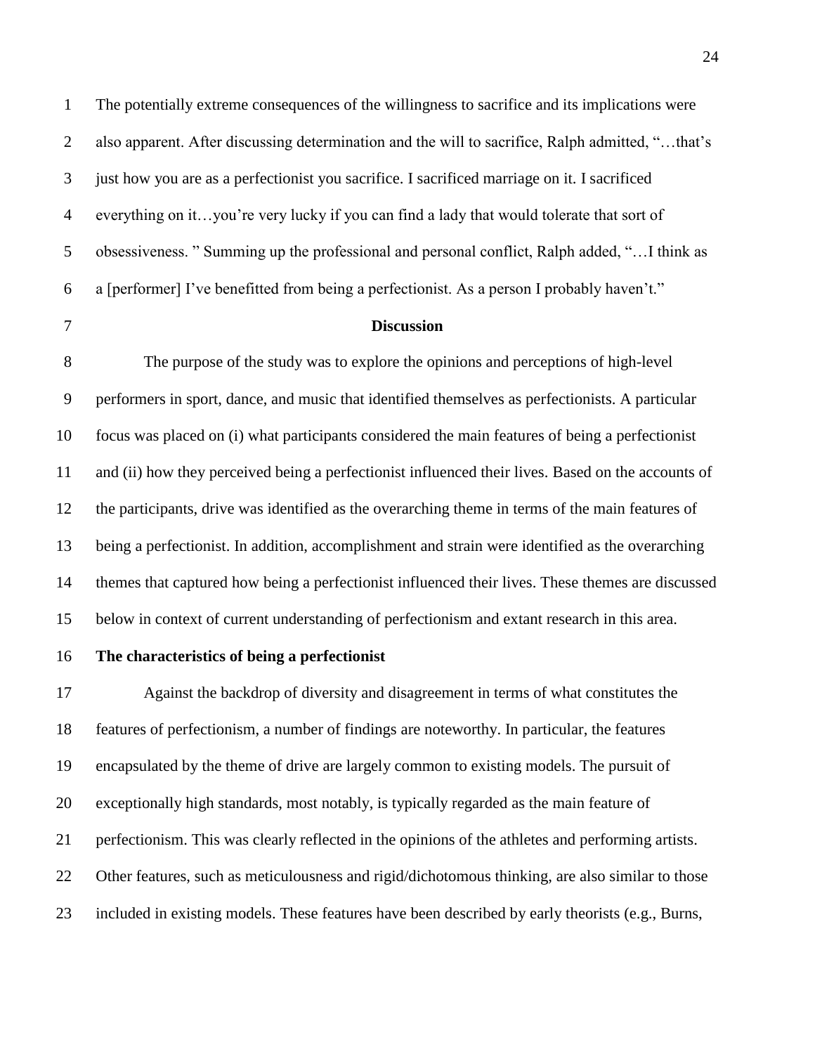The potentially extreme consequences of the willingness to sacrifice and its implications were also apparent. After discussing determination and the will to sacrifice, Ralph admitted, "…that's just how you are as a perfectionist you sacrifice. I sacrificed marriage on it. I sacrificed everything on it…you're very lucky if you can find a lady that would tolerate that sort of obsessiveness. " Summing up the professional and personal conflict, Ralph added, "…I think as a [performer] I've benefitted from being a perfectionist. As a person I probably haven't."

## Discussion

The purpose of the study was to explore the opinions and perceptions of high-level performers in sport, dance, and music that identified themselves as perfectionists. A particular focus was placed on (i) what participants considered the main features of being a perfectionist and (ii) how they perceived being a perfectionist influenced their lives. Based on the accounts of the participants, drive was identified as the overarching theme in terms of the main features of being a perfectionist. In addition, accomplishment and strain were identified as the overarching themes that captured how being a perfectionist influenced their lives. These themes are discussed below in context of current understanding of perfectionism and extant research in this area.

### The characteristics of being a perfectionist

Against the backdrop of diversity and disagreement in terms of what constitutes the features of perfectionism, a number of findings are noteworthy. In particular, the features encapsulated by the theme of drive are largely common to existing models. The pursuit of exceptionally high standards, most notably, is typically regarded as the main feature of perfectionism. This was clearly reflected in the opinions of the athletes and performing artists. Other features, such as meticulousness and rigid/dichotomous thinking, are also similar to those included in existing models. These features have been described by early theorists (e.g., Burns,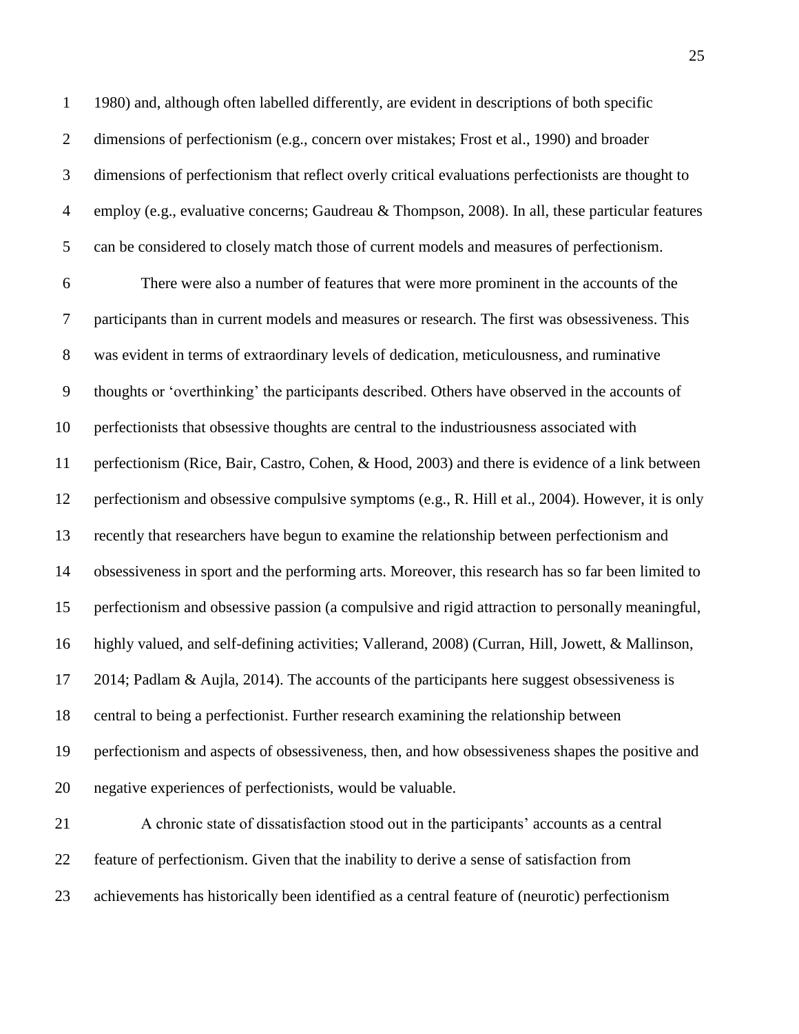1980) and, although often labelled differently, are evident in descriptions of both specific dimensions of perfectionism (e.g., concern over mistakes; Frost et al., 1990) and broader dimensions of perfectionism that reflect overly critical evaluations perfectionists are thought to employ (e.g., evaluative concerns; Gaudreau & Thompson, 2008). In all, these particular features can be considered to closely match those of current models and measures of perfectionism.

There were also a number of features that were more prominent in the accounts of the participants than in current models and measures or research. The first was obsessiveness. This was evident in terms of extraordinary levels of dedication, meticulousness, and ruminative thoughts or 'overthinking' the participants described. Others have observed in the accounts of perfectionists that obsessive thoughts are central to the industriousness associated with perfectionism (Rice, Bair, Castro, Cohen, & Hood, 2003) and there is evidence of a link between perfectionism and obsessive compulsive symptoms (e.g., R. Hill et al., 2004). However, it is only recently that researchers have begun to examine the relationship between perfectionism and obsessiveness in sport and the performing arts. Moreover, this research has so far been limited to perfectionism and obsessive passion (a compulsive and rigid attraction to personally meaningful, highly valued, and self-defining activities; Vallerand, 2008) (Curran, Hill, Jowett, & Mallinson, 2014; Padlam & Aujla, 2014). The accounts of the participants here suggest obsessiveness is central to being a perfectionist. Further research examining the relationship between perfectionism and aspects of obsessiveness, then, and how obsessiveness shapes the positive and negative experiences of perfectionists, would be valuable.

A chronic state of dissatisfaction stood out in the participants' accounts as a central feature of perfectionism. Given that the inability to derive a sense of satisfaction from achievements has historically been identified as a central feature of (neurotic) perfectionism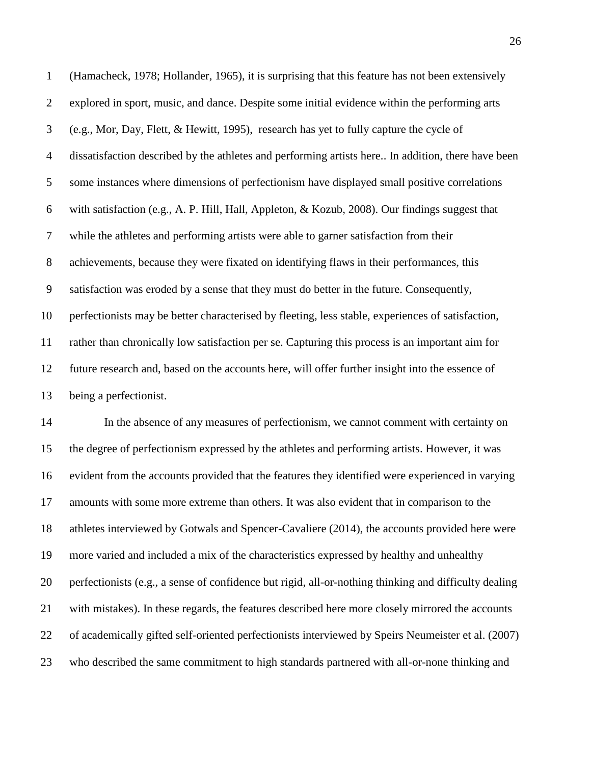(Hamacheck, 1978; Hollander, 1965), it is surprising that this feature has not been extensively explored in sport, music, and dance. Despite some initial evidence within the performing arts (e.g., Mor, Day, Flett, & Hewitt, 1995), research has yet to fully capture the cycle of dissatisfaction described by the athletes and performing artists here.. In addition, there have been some instances where dimensions of perfectionism have displayed small positive correlations with satisfaction (e.g., A. P. Hill, Hall, Appleton, & Kozub, 2008). Our findings suggest that while the athletes and performing artists were able to garner satisfaction from their achievements, because they were fixated on identifying flaws in their performances, this satisfaction was eroded by a sense that they must do better in the future. Consequently, perfectionists may be better characterised by fleeting, less stable, experiences of satisfaction, rather than chronically low satisfaction per se. Capturing this process is an important aim for future research and, based on the accounts here, will offer further insight into the essence of being a perfectionist.

In the absence of any measures of perfectionism, we cannot comment with certainty on the degree of perfectionism expressed by the athletes and performing artists. However, it was evident from the accounts provided that the features they identified were experienced in varying amounts with some more extreme than others. It was also evident that in comparison to the athletes interviewed by Gotwals and Spencer-Cavaliere (2014), the accounts provided here were more varied and included a mix of the characteristics expressed by healthy and unhealthy perfectionists (e.g., a sense of confidence but rigid, all-or-nothing thinking and difficulty dealing with mistakes). In these regards, the features described here more closely mirrored the accounts of academically gifted self-oriented perfectionists interviewed by Speirs Neumeister et al. (2007) who described the same commitment to high standards partnered with all-or-none thinking and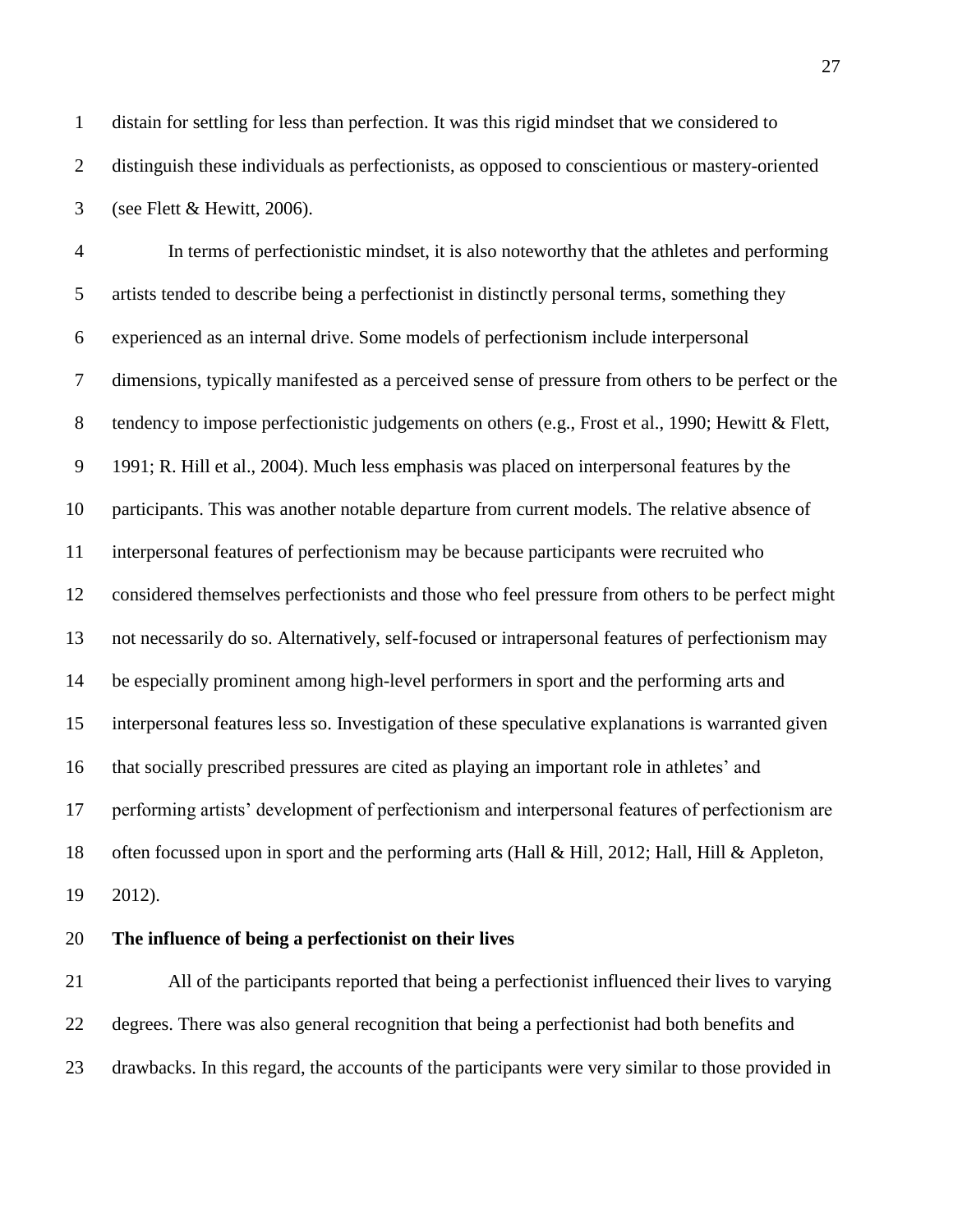distain for settling for less than perfection. It was this rigid mindset that we considered to distinguish these individuals as perfectionists, as opposed to conscientious or mastery-oriented (see Flett & Hewitt, 2006).

In terms of perfectionistic mindset, it is also noteworthy that the athletes and performing artists tended to describe being a perfectionist in distinctly personal terms, something they experienced as an internal drive. Some models of perfectionism include interpersonal dimensions, typically manifested as a perceived sense of pressure from others to be perfect or the tendency to impose perfectionistic judgements on others (e.g., Frost et al., 1990; Hewitt & Flett, 1991; R. Hill et al., 2004). Much less emphasis was placed on interpersonal features by the participants. This was another notable departure from current models. The relative absence of interpersonal features of perfectionism may be because participants were recruited who considered themselves perfectionists and those who feel pressure from others to be perfect might not necessarily do so. Alternatively, self-focused or intrapersonal features of perfectionism may be especially prominent among high-level performers in sport and the performing arts and interpersonal features less so. Investigation of these speculative explanations is warranted given that socially prescribed pressures are cited as playing an important role in athletes' and performing artists' development of perfectionism and interpersonal features of perfectionism are often focussed upon in sport and the performing arts (Hall & Hill, 2012; Hall, Hill & Appleton, 2012).

**The influence of being a perfectionist on their lives**

All of the participants reported that being a perfectionist influenced their lives to varying degrees. There was also general recognition that being a perfectionist had both benefits and drawbacks. In this regard, the accounts of the participants were very similar to those provided in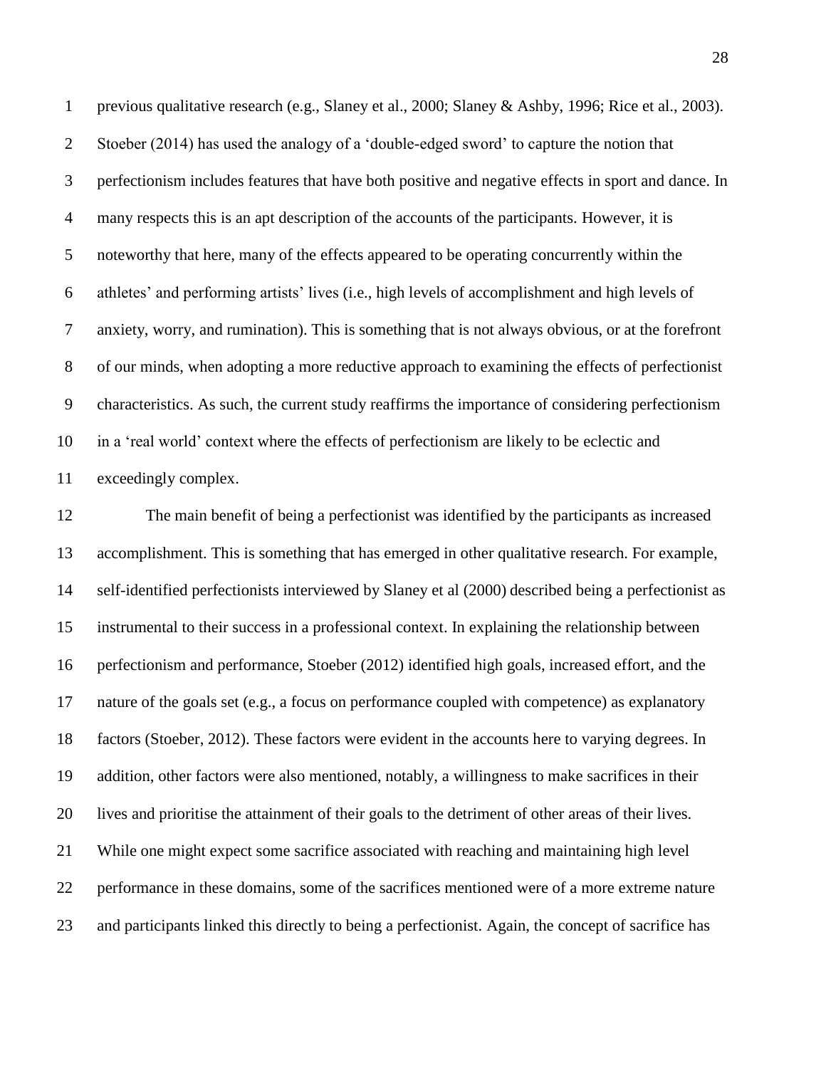previous qualitative research (e.g., Slaney et al., 2000; Slaney & Ashby, 1996; Rice et al., 2003). Stoeber (2014) has used the analogy of a 'double-edged sword' to capture the notion that perfectionism includes features that have both positive and negative effects in sport and dance. In many respects this is an apt description of the accounts of the participants. However, it is noteworthy that here, many of the effects appeared to be operating concurrently within the athletes' and performing artists' lives (i.e., high levels of accomplishment and high levels of anxiety, worry, and rumination). This is something that is not always obvious, or at the forefront of our minds, when adopting a more reductive approach to examining the effects of perfectionist characteristics. As such, the current study reaffirms the importance of considering perfectionism in a 'real world' context where the effects of perfectionism are likely to be eclectic and exceedingly complex.

The main benefit of being a perfectionist was identified by the participants as increased accomplishment. This is something that has emerged in other qualitative research. For example, self-identified perfectionists interviewed by Slaney et al (2000) described being a perfectionist as instrumental to their success in a professional context. In explaining the relationship between perfectionism and performance, Stoeber (2012) identified high goals, increased effort, and the nature of the goals set (e.g., a focus on performance coupled with competence) as explanatory factors (Stoeber, 2012). These factors were evident in the accounts here to varying degrees. In addition, other factors were also mentioned, notably, a willingness to make sacrifices in their lives and prioritise the attainment of their goals to the detriment of other areas of their lives. While one might expect some sacrifice associated with reaching and maintaining high level performance in these domains, some of the sacrifices mentioned were of a more extreme nature and participants linked this directly to being a perfectionist. Again, the concept of sacrifice has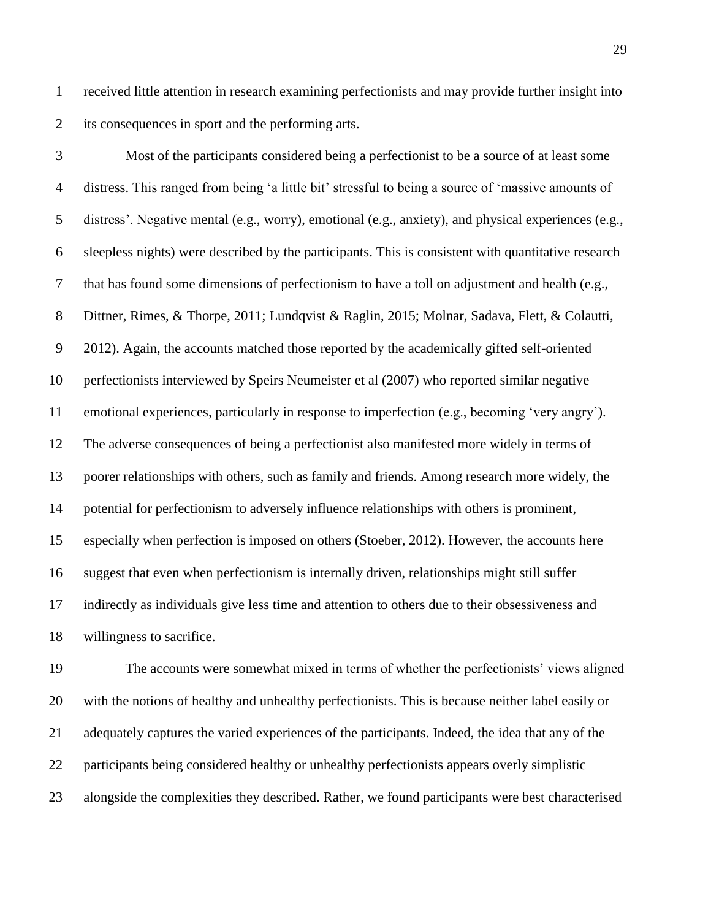received little attention in research examining perfectionists and may provide further insight into its consequences in sport and the performing arts.

Most of the participants considered being a perfectionist to be a source of at least some distress. This ranged from being 'a little bit' stressful to being a source of 'massive amounts of distress'. Negative mental (e.g., worry), emotional (e.g., anxiety), and physical experiences (e.g., sleepless nights) were described by the participants. This is consistent with quantitative research that has found some dimensions of perfectionism to have a toll on adjustment and health (e.g., Dittner, Rimes, & Thorpe, 2011; Lundqvist & Raglin, 2015; Molnar, Sadava, Flett, & Colautti, 2012). Again, the accounts matched those reported by the academically gifted self-oriented perfectionists interviewed by Speirs Neumeister et al (2007) who reported similar negative emotional experiences, particularly in response to imperfection (e.g., becoming 'very angry'). The adverse consequences of being a perfectionist also manifested more widely in terms of poorer relationships with others, such as family and friends. Among research more widely, the potential for perfectionism to adversely influence relationships with others is prominent, especially when perfection is imposed on others (Stoeber, 2012). However, the accounts here suggest that even when perfectionism is internally driven, relationships might still suffer indirectly as individuals give less time and attention to others due to their obsessiveness and willingness to sacrifice.

The accounts were somewhat mixed in terms of whether the perfectionists' views aligned with the notions of healthy and unhealthy perfectionists. This is because neither label easily or adequately captures the varied experiences of the participants. Indeed, the idea that any of the participants being considered healthy or unhealthy perfectionists appears overly simplistic alongside the complexities they described. Rather, we found participants were best characterised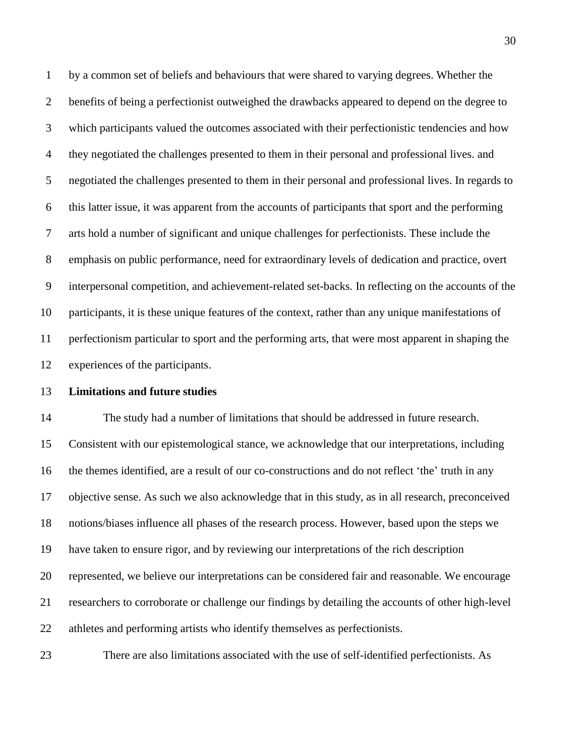by a common set of beliefs and behaviours that were shared to varying degrees. Whether the benefits of being a perfectionist outweighed the drawbacks appeared to depend on the degree to which participants valued the outcomes associated with their perfectionistic tendencies and how they negotiated the challenges presented to them in their personal and professional lives. and negotiated the challenges presented to them in their personal and professional lives. In regards to this latter issue, it was apparent from the accounts of participants that sport and the performing arts hold a number of significant and unique challenges for perfectionists. These include the emphasis on public performance, need for extraordinary levels of dedication and practice, overt interpersonal competition, and achievement-related set-backs. In reflecting on the accounts of the participants, it is these unique features of the context, rather than any unique manifestations of perfectionism particular to sport and the performing arts, that were most apparent in shaping the experiences of the participants.

**Limitations and future studies**

The study had a number of limitations that should be addressed in future research. Consistent with our epistemological stance, we acknowledge that our interpretations, including the themes identified, are a result of our co-constructions and do not reflect 'the' truth in any objective sense. As such we also acknowledge that in this study, as in all research, preconceived notions/biases influence all phases of the research process. However, based upon the steps we have taken to ensure rigor, and by reviewing our interpretations of the rich description represented, we believe our interpretations can be considered fair and reasonable. We encourage researchers to corroborate or challenge our findings by detailing the accounts of other high-level athletes and performing artists who identify themselves as perfectionists.

There are also limitations associated with the use of self-identified perfectionists. As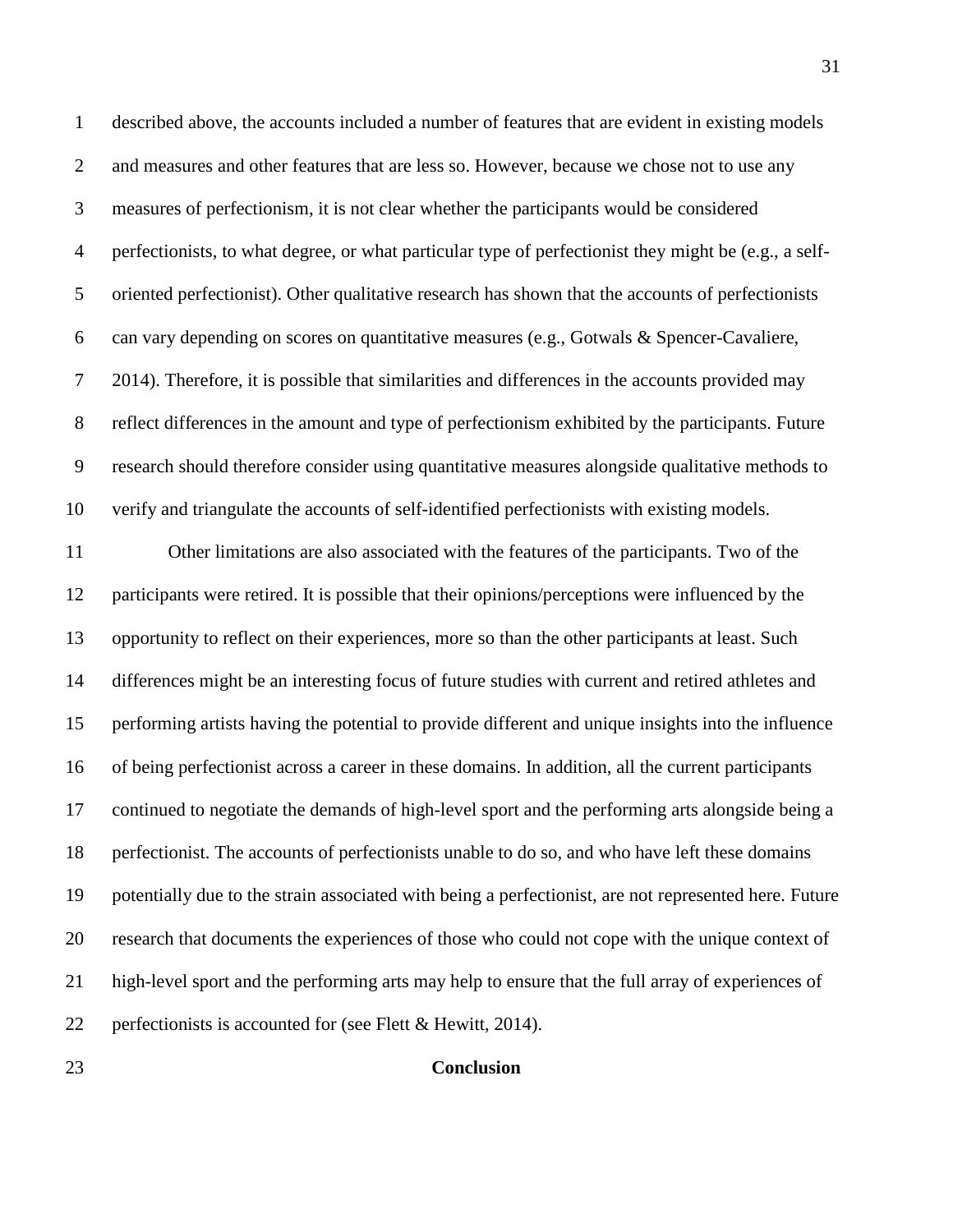described above, the accounts included a number of features that are evident in existing models and measures and other features that are less so. However, because we chose not to use any measures of perfectionism, it is not clear whether the participants would be considered perfectionists, to what degree, or what particular type of perfectionist they might be (e.g., a self-oriented perfectionist). Other qualitative research has shown that the accounts of perfectionists can vary depending on scores on quantitative measures (e.g., Gotwals & Spencer-Cavaliere, 2014). Therefore, it is possible that similarities and differences in the accounts provided may reflect differences in the amount and type of perfectionism exhibited by the participants. Future research should therefore consider using quantitative measures alongside qualitative methods to verify and triangulate the accounts of self-identified perfectionists with existing models.

Other limitations are also associated with the features of the participants. Two of the participants were retired. It is possible that their opinions/perceptions were influenced by the opportunity to reflect on their experiences, more so than the other participants at least. Such differences might be an interesting focus of future studies with current and retired athletes and performing artists having the potential to provide different and unique insights into the influence of being perfectionist across a career in these domains. In addition, all the current participants continued to negotiate the demands of high-level sport and the performing arts alongside being a perfectionist. The accounts of perfectionists unable to do so, and who have left these domains potentially due to the strain associated with being a perfectionist, are not represented here. Future research that documents the experiences of those who could not cope with the unique context of high-level sport and the performing arts may help to ensure that the full array of experiences of perfectionists is accounted for (see Flett & Hewitt, 2014).

## Conclusion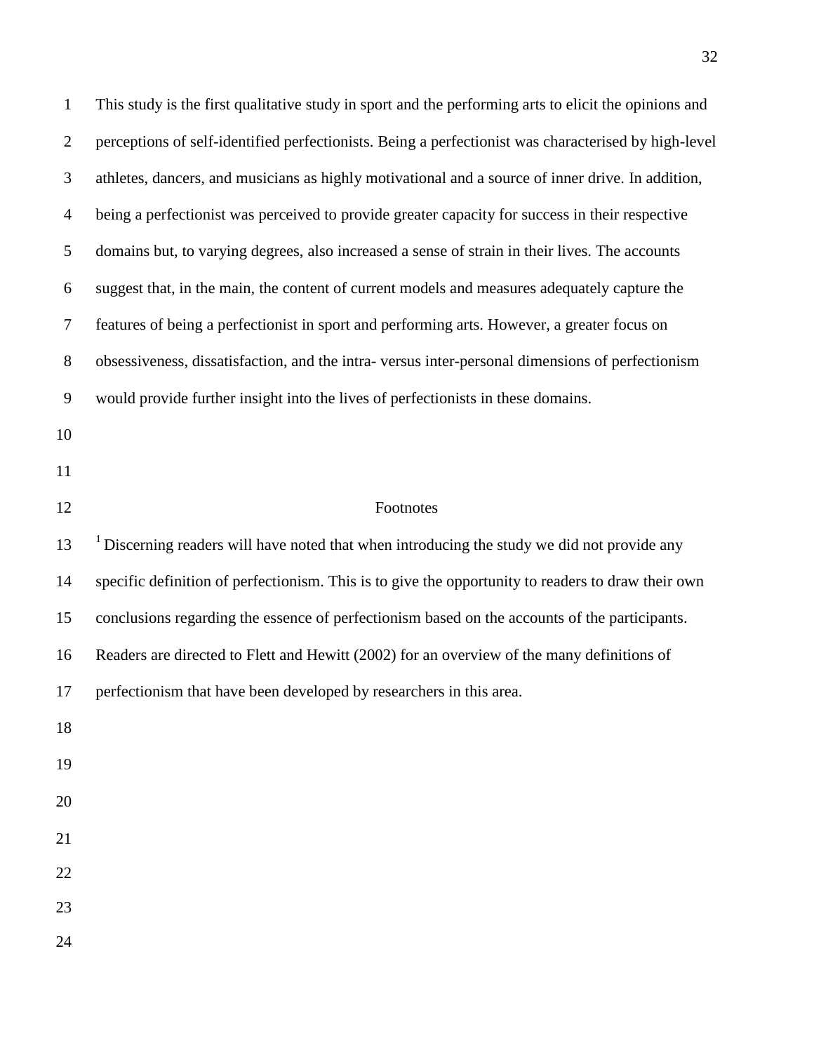This study is the first qualitative study in sport and the performing arts to elicit the opinions and perceptions of self-identified perfectionists. Being a perfectionist was characterised by high-level athletes, dancers, and musicians as highly motivational and a source of inner drive. In addition, being a perfectionist was perceived to provide greater capacity for success in their respective domains but, to varying degrees, also increased a sense of strain in their lives. The accounts suggest that, in the main, the content of current models and measures adequately capture the features of being a perfectionist in sport and performing arts. However, a greater focus on obsessiveness, dissatisfaction, and the intra- versus inter-personal dimensions of perfectionism would provide further insight into the lives of perfectionists in these domains.

## Footnotes

[1] Discerning readers will have noted that when introducing the study we did not provide any specific definition of perfectionism. This is to give the opportunity to readers to draw their own conclusions regarding the essence of perfectionism based on the accounts of the participants. Readers are directed to Flett and Hewitt (2002) for an overview of the many definitions of perfectionism that have been developed by researchers in this area.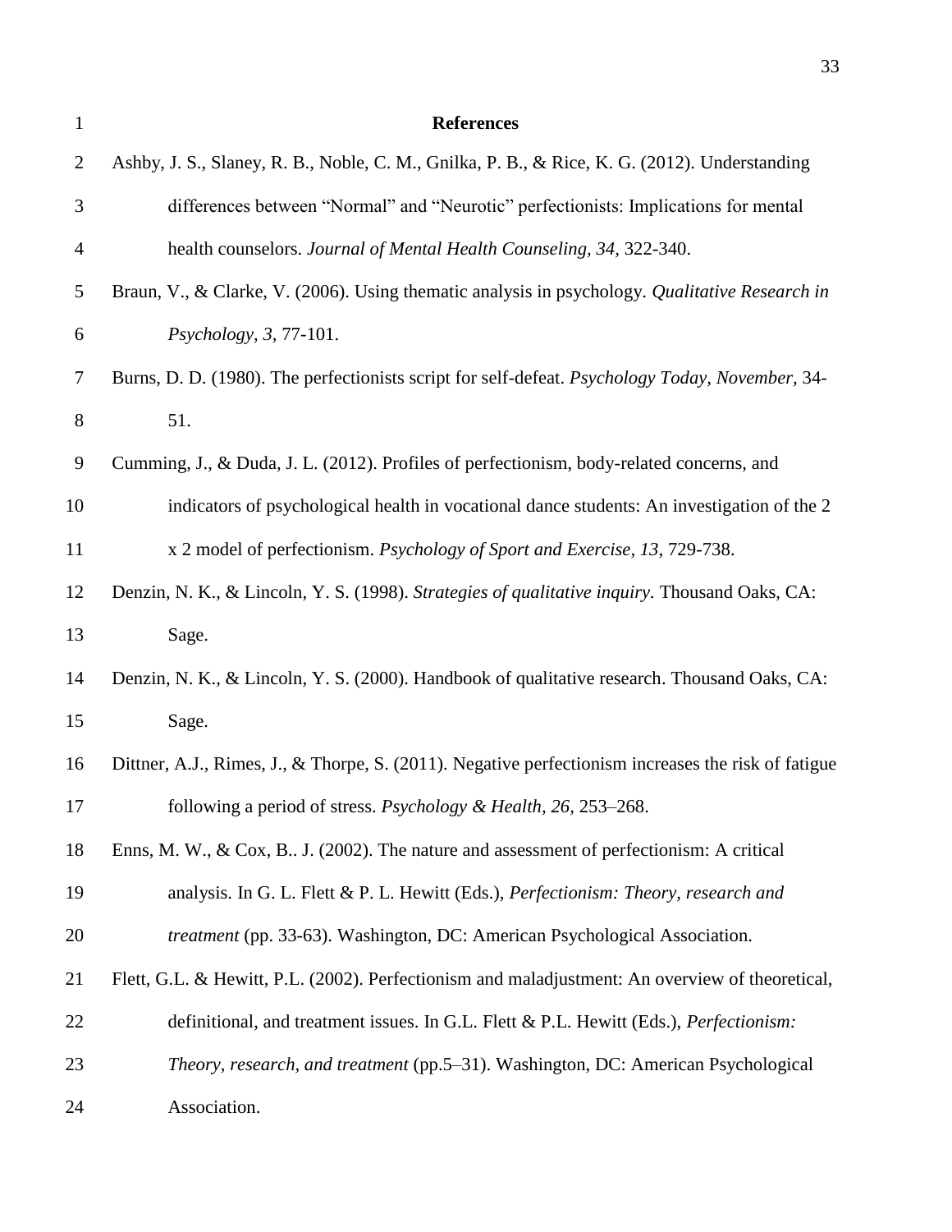# References

Ashby, J. S., Slaney, R. B., Noble, C. M., Gnilka, P. B., & Rice, K. G. (2012). Understanding differences between "Normal" and "Neurotic" perfectionists: Implications for mental health counselors. *Journal of Mental Health Counseling, 34*, 322-340.

Braun, V., & Clarke, V. (2006). Using thematic analysis in psychology. *Qualitative Research in Psychology, 3*, 77-101.

Burns, D. D. (1980). The perfectionists script for self-defeat. *Psychology Today, November*, 34-51.

Cumming, J., & Duda, J. L. (2012). Profiles of perfectionism, body-related concerns, and indicators of psychological health in vocational dance students: An investigation of the 2 x 2 model of perfectionism. *Psychology of Sport and Exercise, 13*, 729-738.

Denzin, N. K., & Lincoln, Y. S. (1998). *Strategies of qualitative inquiry*. Thousand Oaks, CA: Sage.

Denzin, N. K., & Lincoln, Y. S. (2000). Handbook of qualitative research. Thousand Oaks, CA: Sage.

Dittner, A.J., Rimes, J., & Thorpe, S. (2011). Negative perfectionism increases the risk of fatigue following a period of stress. *Psychology & Health, 26*, 253–268.

Enns, M. W., & Cox, B.. J. (2002). The nature and assessment of perfectionism: A critical analysis. In G. L. Flett & P. L. Hewitt (Eds.), *Perfectionism: Theory, research and treatment* (pp. 33-63). Washington, DC: American Psychological Association.

Flett, G.L. & Hewitt, P.L. (2002). Perfectionism and maladjustment: An overview of theoretical, definitional, and treatment issues. In G.L. Flett & P.L. Hewitt (Eds.), *Perfectionism: Theory, research, and treatment* (pp.5–31). Washington, DC: American Psychological Association.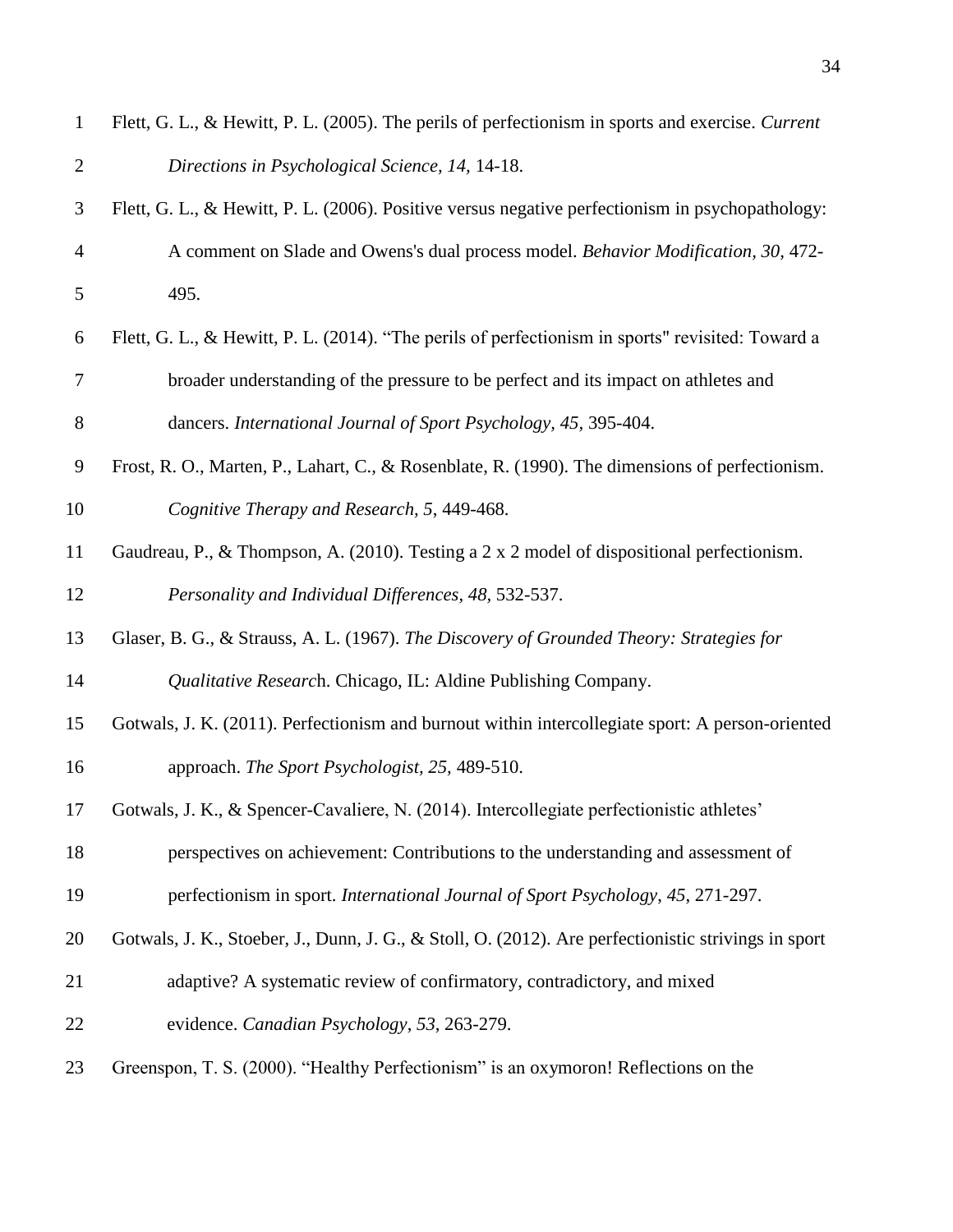Flett, G. L., & Hewitt, P. L. (2005). The perils of perfectionism in sports and exercise. *Current Directions in Psychological Science, 14,* 14-18.

Flett, G. L., & Hewitt, P. L. (2006). Positive versus negative perfectionism in psychopathology: A comment on Slade and Owens's dual process model. *Behavior Modification, 30,* 472-495.

Flett, G. L., & Hewitt, P. L. (2014). "The perils of perfectionism in sports" revisited: Toward a broader understanding of the pressure to be perfect and its impact on athletes and dancers. *International Journal of Sport Psychology, 45,* 395-404.

Frost, R. O., Marten, P., Lahart, C., & Rosenblate, R. (1990). The dimensions of perfectionism. *Cognitive Therapy and Research, 5*, 449-468.

Gaudreau, P., & Thompson, A. (2010). Testing a 2 x 2 model of dispositional perfectionism. *Personality and Individual Differences*, *48,* 532-537.

Glaser, B. G., & Strauss, A. L. (1967). *The Discovery of Grounded Theory: Strategies for Qualitative Research*. Chicago, IL: Aldine Publishing Company.

Gotwals, J. K. (2011). Perfectionism and burnout within intercollegiate sport: A person-oriented approach. *The Sport Psychologist, 25,* 489-510.

Gotwals, J. K., & Spencer-Cavaliere, N. (2014). Intercollegiate perfectionistic athletes' perspectives on achievement: Contributions to the understanding and assessment of perfectionism in sport. *International Journal of Sport Psychology*, *45*, 271-297.

Gotwals, J. K., Stoeber, J., Dunn, J. G., & Stoll, O. (2012). Are perfectionistic strivings in sport adaptive? A systematic review of confirmatory, contradictory, and mixed evidence. *Canadian Psychology*, *53*, 263-279.

Greenspon, T. S. (2000). "Healthy Perfectionism" is an oxymoron! Reflections on the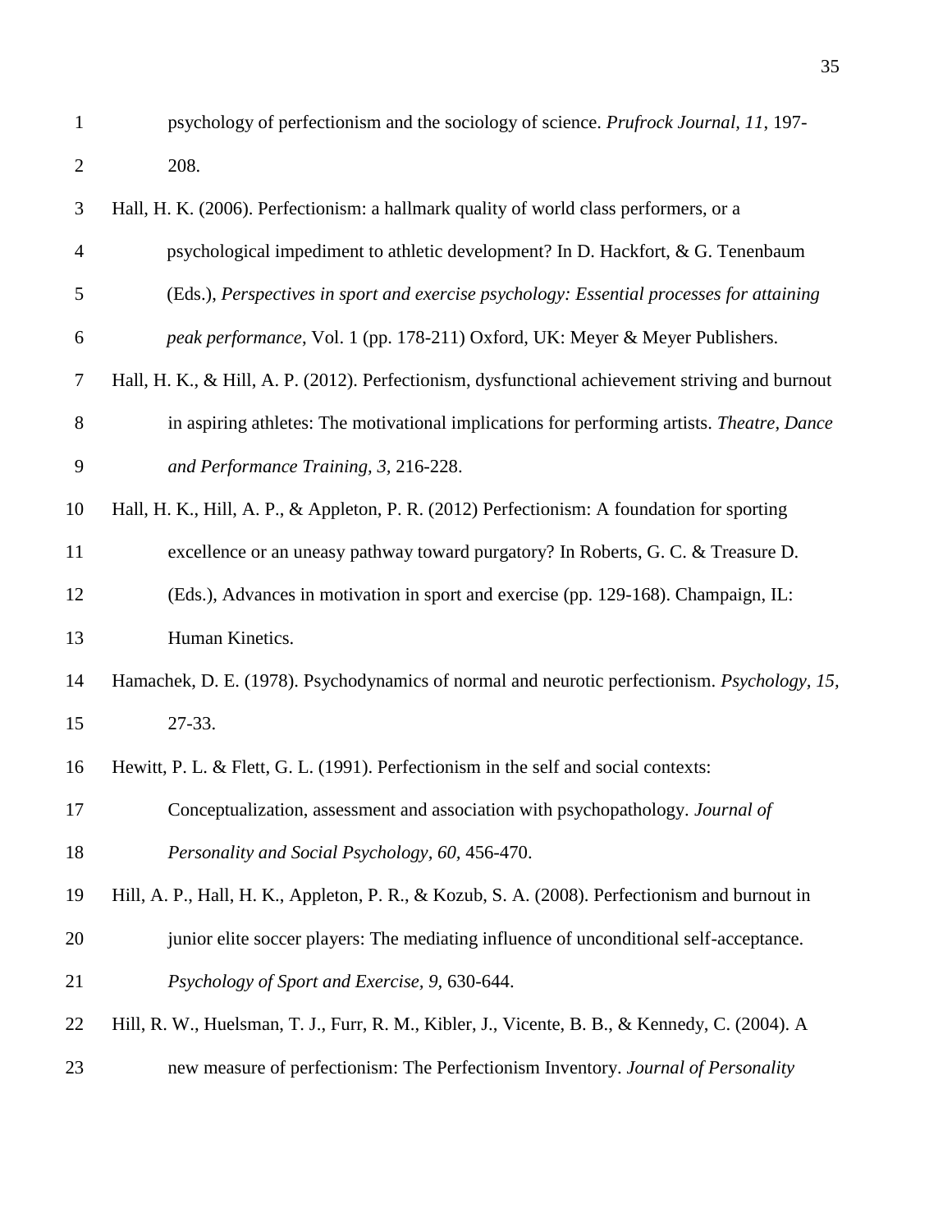psychology of perfectionism and the sociology of science. *Prufrock Journal, 11*, 197-208.

Hall, H. K. (2006). Perfectionism: a hallmark quality of world class performers, or a psychological impediment to athletic development? In D. Hackfort, & G. Tenenbaum (Eds.), *Perspectives in sport and exercise psychology: Essential processes for attaining peak performance*, Vol. 1 (pp. 178-211) Oxford, UK: Meyer & Meyer Publishers.

Hall, H. K., & Hill, A. P. (2012). Perfectionism, dysfunctional achievement striving and burnout in aspiring athletes: The motivational implications for performing artists. *Theatre, Dance and Performance Training, 3*, 216-228.

Hall, H. K., Hill, A. P., & Appleton, P. R. (2012) Perfectionism: A foundation for sporting excellence or an uneasy pathway toward purgatory? In Roberts, G. C. & Treasure D. (Eds.), Advances in motivation in sport and exercise (pp. 129-168). Champaign, IL: Human Kinetics.

Hamachek, D. E. (1978). Psychodynamics of normal and neurotic perfectionism. *Psychology, 15*, 27-33.

Hewitt, P. L. & Flett, G. L. (1991). Perfectionism in the self and social contexts: Conceptualization, assessment and association with psychopathology. *Journal of Personality and Social Psychology, 60*, 456-470.

Hill, A. P., Hall, H. K., Appleton, P. R., & Kozub, S. A. (2008). Perfectionism and burnout in junior elite soccer players: The mediating influence of unconditional self-acceptance. *Psychology of Sport and Exercise, 9*, 630-644.

Hill, R. W., Huelsman, T. J., Furr, R. M., Kibler, J., Vicente, B. B., & Kennedy, C. (2004). A new measure of perfectionism: The Perfectionism Inventory. *Journal of Personality*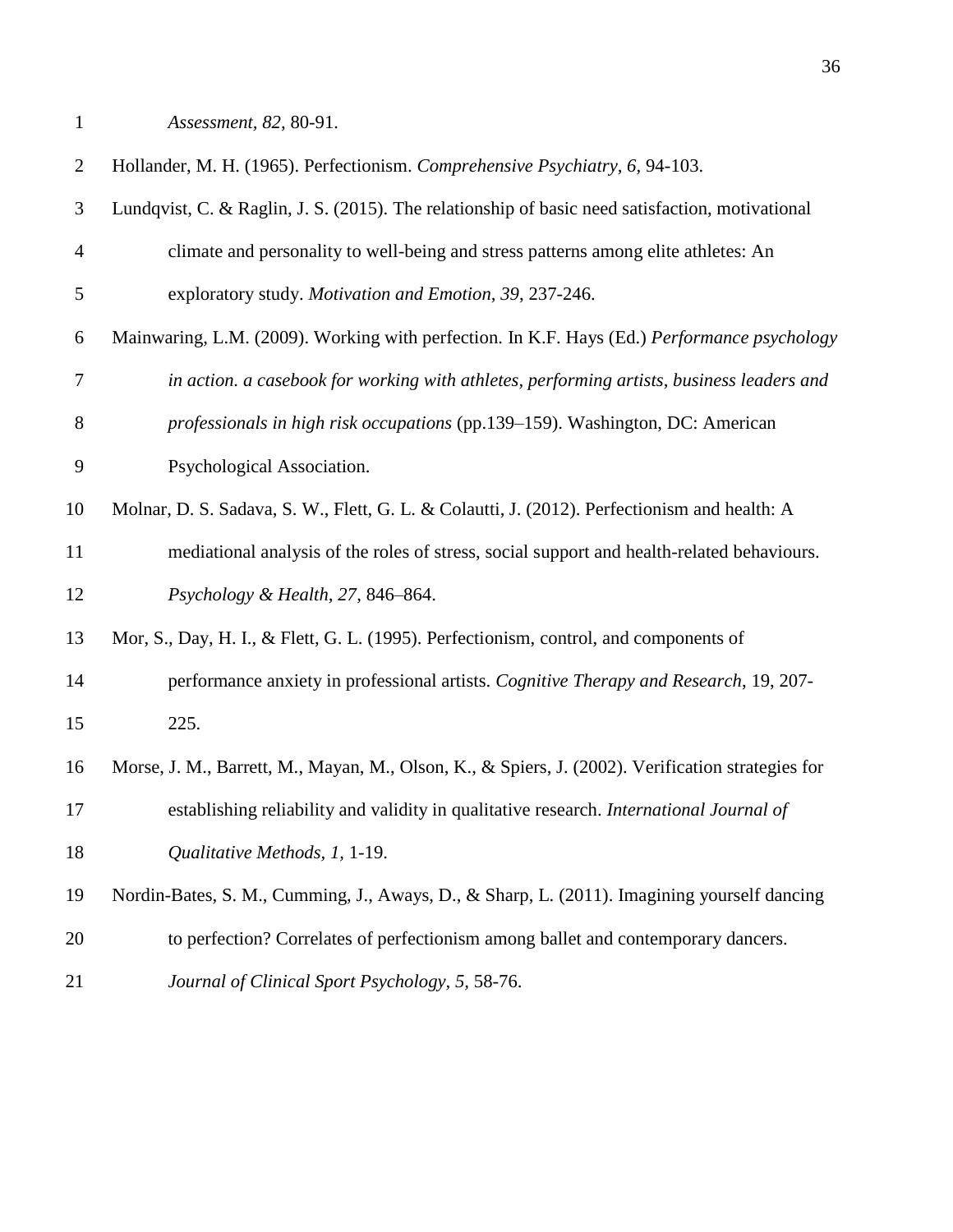*Assessment, 82,* 80-91.

Hollander, M. H. (1965). Perfectionism. *Comprehensive Psychiatry, 6,* 94-103.

Lundqvist, C. & Raglin, J. S. (2015). The relationship of basic need satisfaction, motivational climate and personality to well-being and stress patterns among elite athletes: An exploratory study. *Motivation and Emotion, 39*, 237-246.

Mainwaring, L.M. (2009). Working with perfection. In K.F. Hays (Ed.) *Performance psychology in action. a casebook for working with athletes, performing artists, business leaders and professionals in high risk occupations* (pp.139–159). Washington, DC: American Psychological Association.

Molnar, D. S. Sadava, S. W., Flett, G. L. & Colautti, J. (2012). Perfectionism and health: A mediational analysis of the roles of stress, social support and health-related behaviours. *Psychology & Health, 27,* 846–864.

Mor, S., Day, H. I., & Flett, G. L. (1995). Perfectionism, control, and components of performance anxiety in professional artists. *Cognitive Therapy and Research*, 19, 207-225.

Morse, J. M., Barrett, M., Mayan, M., Olson, K., & Spiers, J. (2002). Verification strategies for establishing reliability and validity in qualitative research. *International Journal of Qualitative Methods, 1,* 1-19.

Nordin-Bates, S. M., Cumming, J., Aways, D., & Sharp, L. (2011). Imagining yourself dancing to perfection? Correlates of perfectionism among ballet and contemporary dancers. *Journal of Clinical Sport Psychology, 5*, 58-76.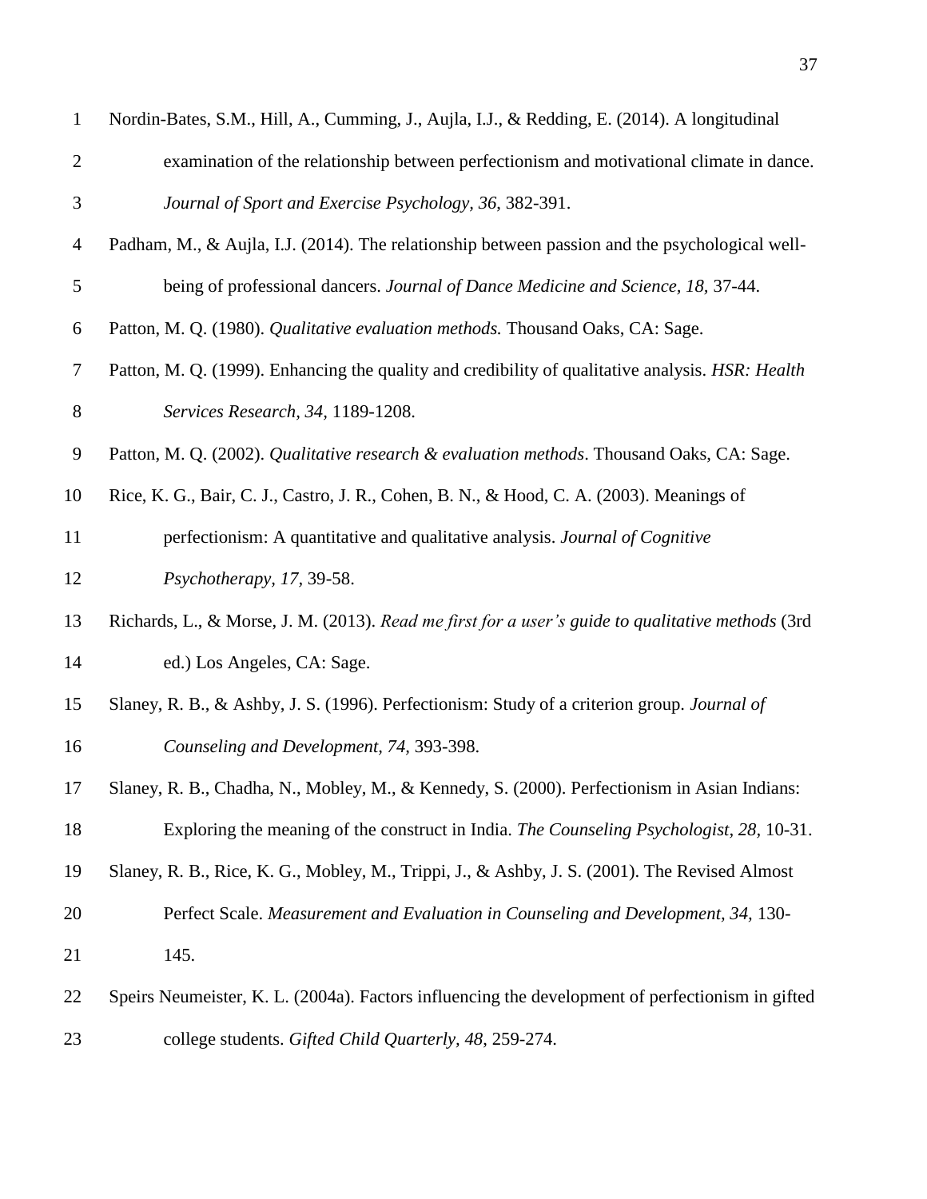Nordin-Bates, S.M., Hill, A., Cumming, J., Aujla, I.J., & Redding, E. (2014). A longitudinal examination of the relationship between perfectionism and motivational climate in dance. *Journal of Sport and Exercise Psychology, 36*, 382-391.

Padham, M., & Aujla, I.J. (2014). The relationship between passion and the psychological well-being of professional dancers. *Journal of Dance Medicine and Science, 18*, 37-44.

Patton, M. Q. (1980). *Qualitative evaluation methods.* Thousand Oaks, CA: Sage.

Patton, M. Q. (1999). Enhancing the quality and credibility of qualitative analysis. *HSR: Health Services Research, 34,* 1189-1208.

Patton, M. Q. (2002). *Qualitative research & evaluation methods*. Thousand Oaks, CA: Sage.

Rice, K. G., Bair, C. J., Castro, J. R., Cohen, B. N., & Hood, C. A. (2003). Meanings of perfectionism: A quantitative and qualitative analysis. *Journal of Cognitive Psychotherapy, 17,* 39-58.

Richards, L., & Morse, J. M. (2013). *Read me first for a user's guide to qualitative methods* (3rd ed.) Los Angeles, CA: Sage.

Slaney, R. B., & Ashby, J. S. (1996). Perfectionism: Study of a criterion group. *Journal of Counseling and Development, 74*, 393-398.

Slaney, R. B., Chadha, N., Mobley, M., & Kennedy, S. (2000). Perfectionism in Asian Indians: Exploring the meaning of the construct in India. *The Counseling Psychologist, 28*, 10-31.

Slaney, R. B., Rice, K. G., Mobley, M., Trippi, J., & Ashby, J. S. (2001). The Revised Almost Perfect Scale. *Measurement and Evaluation in Counseling and Development, 34*, 130-145.

Speirs Neumeister, K. L. (2004a). Factors influencing the development of perfectionism in gifted college students. *Gifted Child Quarterly, 48*, 259-274.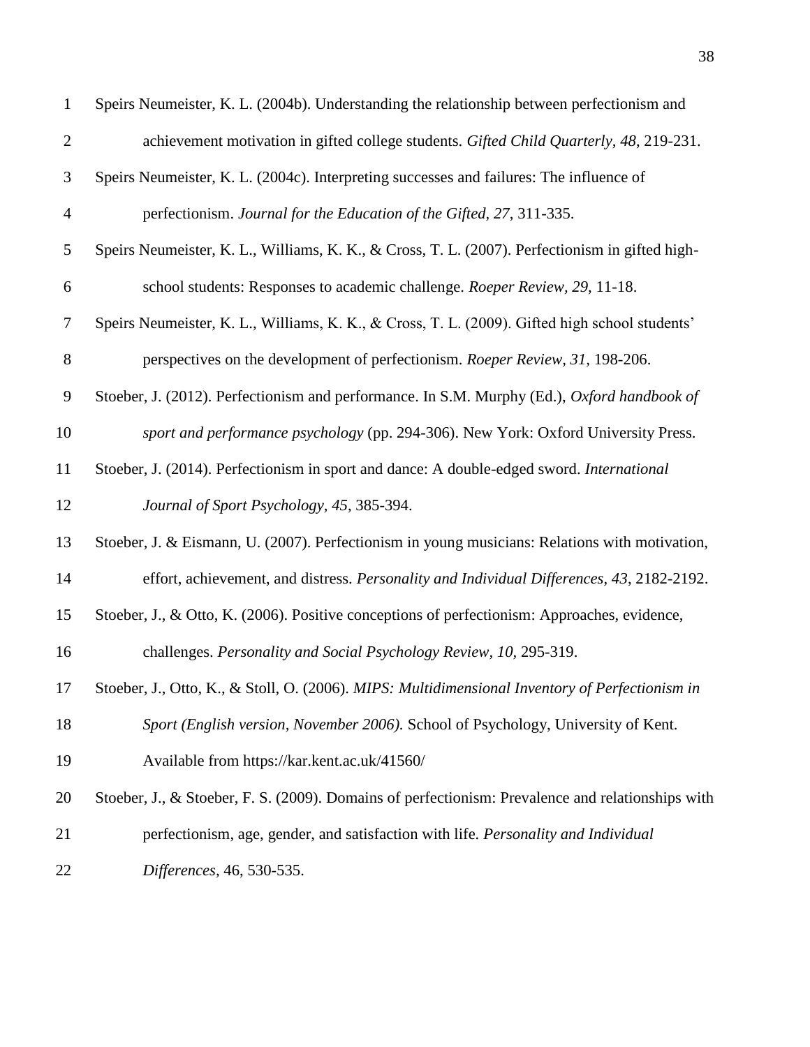Speirs Neumeister, K. L. (2004b). Understanding the relationship between perfectionism and achievement motivation in gifted college students. *Gifted Child Quarterly, 48*, 219-231.

Speirs Neumeister, K. L. (2004c). Interpreting successes and failures: The influence of perfectionism. *Journal for the Education of the Gifted, 27*, 311-335.

Speirs Neumeister, K. L., Williams, K. K., & Cross, T. L. (2007). Perfectionism in gifted high-school students: Responses to academic challenge. *Roeper Review, 29*, 11-18.

Speirs Neumeister, K. L., Williams, K. K., & Cross, T. L. (2009). Gifted high school students' perspectives on the development of perfectionism. *Roeper Review, 31*, 198-206.

Stoeber, J. (2012). Perfectionism and performance. In S.M. Murphy (Ed.), *Oxford handbook of sport and performance psychology* (pp. 294-306). New York: Oxford University Press.

Stoeber, J. (2014). Perfectionism in sport and dance: A double-edged sword. *International Journal of Sport Psychology, 45*, 385-394.

Stoeber, J. & Eismann, U. (2007). Perfectionism in young musicians: Relations with motivation, effort, achievement, and distress. *Personality and Individual Differences, 43*, 2182-2192.

Stoeber, J., & Otto, K. (2006). Positive conceptions of perfectionism: Approaches, evidence, challenges. *Personality and Social Psychology Review, 10*, 295-319.

Stoeber, J., Otto, K., & Stoll, O. (2006). *MIPS: Multidimensional Inventory of Perfectionism in Sport (English version, November 2006).* School of Psychology, University of Kent. Available from https://kar.kent.ac.uk/41560/

Stoeber, J., & Stoeber, F. S. (2009). Domains of perfectionism: Prevalence and relationships with perfectionism, age, gender, and satisfaction with life. *Personality and Individual Differences*, 46, 530-535.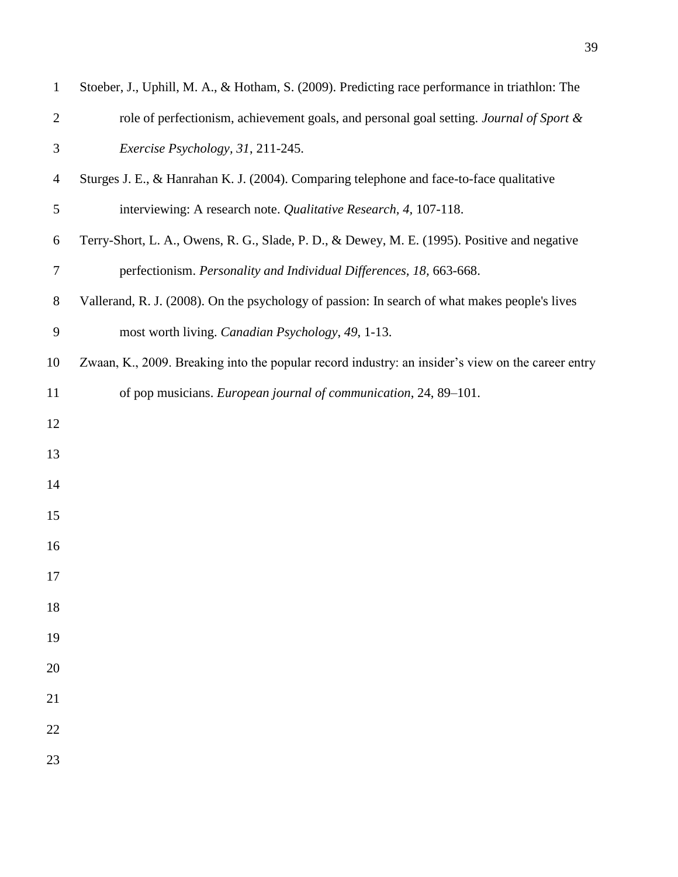Stoeber, J., Uphill, M. A., & Hotham, S. (2009). Predicting race performance in triathlon: The role of perfectionism, achievement goals, and personal goal setting. *Journal of Sport & Exercise Psychology*, *31*, 211-245.

Sturges J. E., & Hanrahan K. J. (2004). Comparing telephone and face-to-face qualitative interviewing: A research note. *Qualitative Research, 4,* 107-118.

Terry-Short, L. A., Owens, R. G., Slade, P. D., & Dewey, M. E. (1995). Positive and negative perfectionism. *Personality and Individual Differences*, *18,* 663-668.

Vallerand, R. J. (2008). On the psychology of passion: In search of what makes people's lives most worth living. *Canadian Psychology*, *49*, 1-13.

Zwaan, K., 2009. Breaking into the popular record industry: an insider's view on the career entry of pop musicians. *European journal of communication*, 24, 89–101.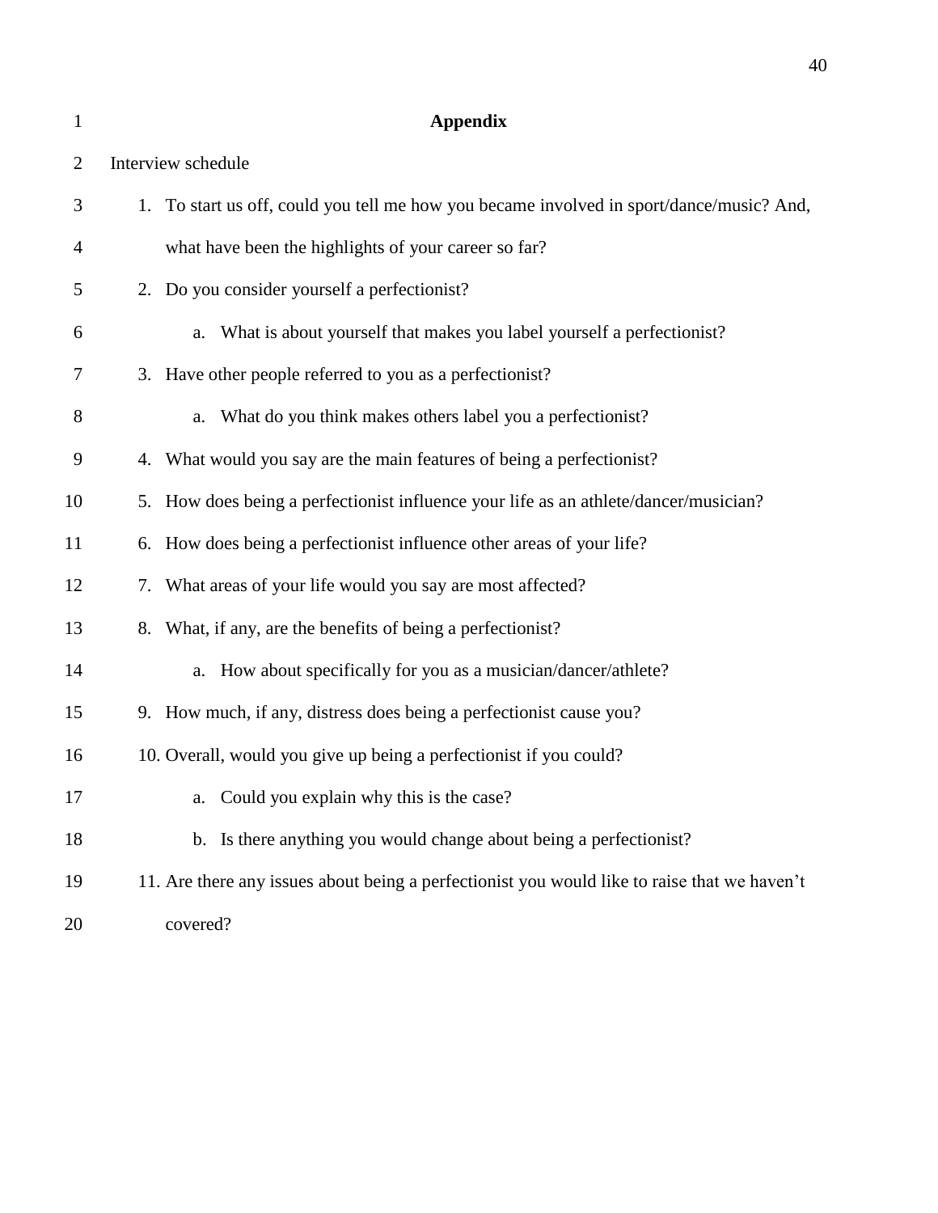# Appendix

Interview schedule

1. To start us off, could you tell me how you became involved in sport/dance/music? And, what have been the highlights of your career so far?
2. Do you consider yourself a perfectionist?
   a. What is about yourself that makes you label yourself a perfectionist?
3. Have other people referred to you as a perfectionist?
   a. What do you think makes others label you a perfectionist?
4. What would you say are the main features of being a perfectionist?
5. How does being a perfectionist influence your life as an athlete/dancer/musician?
6. How does being a perfectionist influence other areas of your life?
7. What areas of your life would you say are most affected?
8. What, if any, are the benefits of being a perfectionist?
   a. How about specifically for you as a musician/dancer/athlete?
9. How much, if any, distress does being a perfectionist cause you?
10. Overall, would you give up being a perfectionist if you could?
    a. Could you explain why this is the case?
    b. Is there anything you would change about being a perfectionist?
11. Are there any issues about being a perfectionist you would like to raise that we haven't covered?